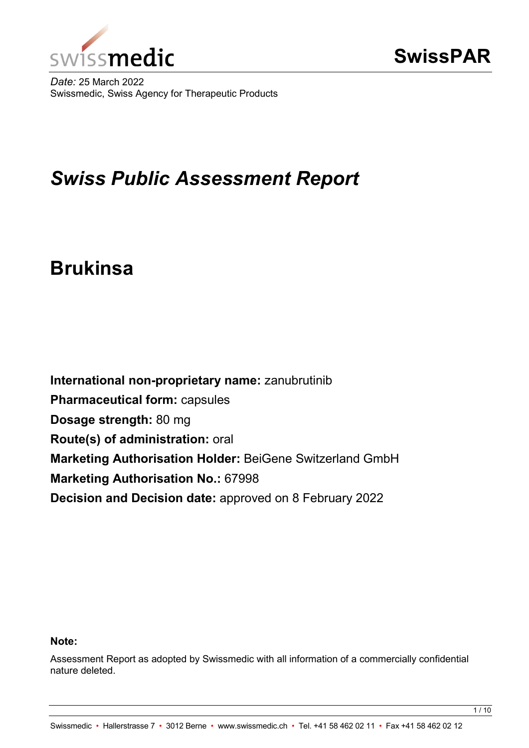swissmedic

# SwissPAR

*Date:* 25 March 2022
Swissmedic, Swiss Agency for Therapeutic Products

# *Swiss Public Assessment Report*

# Brukinsa

**International non-proprietary name:** zanubrutinib
**Pharmaceutical form:** capsules
**Dosage strength:** 80 mg
**Route(s) of administration:** oral
**Marketing Authorisation Holder:** BeiGene Switzerland GmbH
**Marketing Authorisation No.:** 67998
**Decision and Decision date:** approved on 8 February 2022

**Note:**

Assessment Report as adopted by Swissmedic with all information of a commercially confidential nature deleted.

Swissmedic • Hallerstrasse 7 • 3012 Berne • www.swissmedic.ch • Tel. +41 58 462 02 11 • Fax +41 58 462 02 12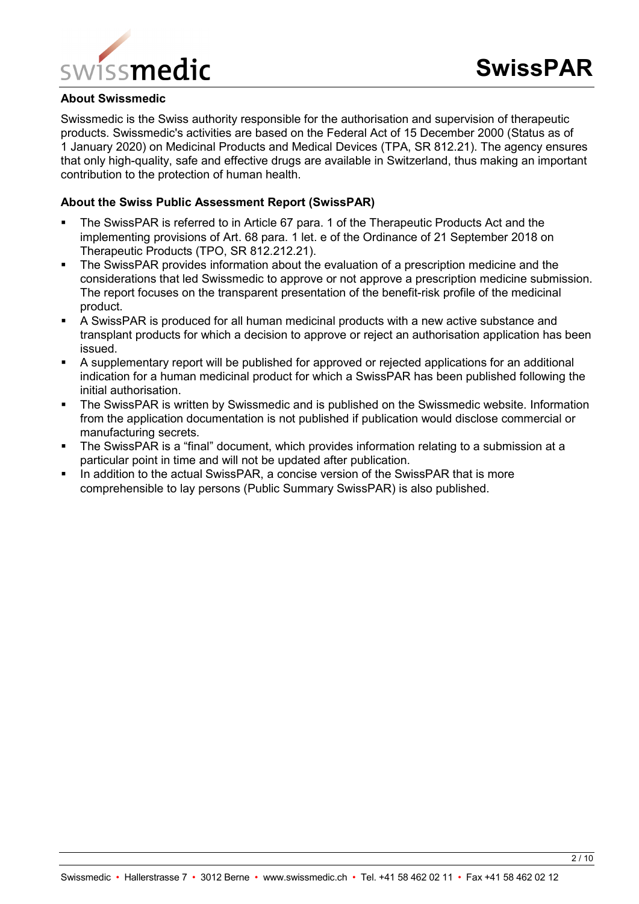### About Swissmedic

Swissmedic is the Swiss authority responsible for the authorisation and supervision of therapeutic products. Swissmedic's activities are based on the Federal Act of 15 December 2000 (Status as of 1 January 2020) on Medicinal Products and Medical Devices (TPA, SR 812.21). The agency ensures that only high-quality, safe and effective drugs are available in Switzerland, thus making an important contribution to the protection of human health.

### About the Swiss Public Assessment Report (SwissPAR)

- The SwissPAR is referred to in Article 67 para. 1 of the Therapeutic Products Act and the implementing provisions of Art. 68 para. 1 let. e of the Ordinance of 21 September 2018 on Therapeutic Products (TPO, SR 812.212.21).
- The SwissPAR provides information about the evaluation of a prescription medicine and the considerations that led Swissmedic to approve or not approve a prescription medicine submission. The report focuses on the transparent presentation of the benefit-risk profile of the medicinal product.
- A SwissPAR is produced for all human medicinal products with a new active substance and transplant products for which a decision to approve or reject an authorisation application has been issued.
- A supplementary report will be published for approved or rejected applications for an additional indication for a human medicinal product for which a SwissPAR has been published following the initial authorisation.
- The SwissPAR is written by Swissmedic and is published on the Swissmedic website. Information from the application documentation is not published if publication would disclose commercial or manufacturing secrets.
- The SwissPAR is a "final" document, which provides information relating to a submission at a particular point in time and will not be updated after publication.
- In addition to the actual SwissPAR, a concise version of the SwissPAR that is more comprehensible to lay persons (Public Summary SwissPAR) is also published.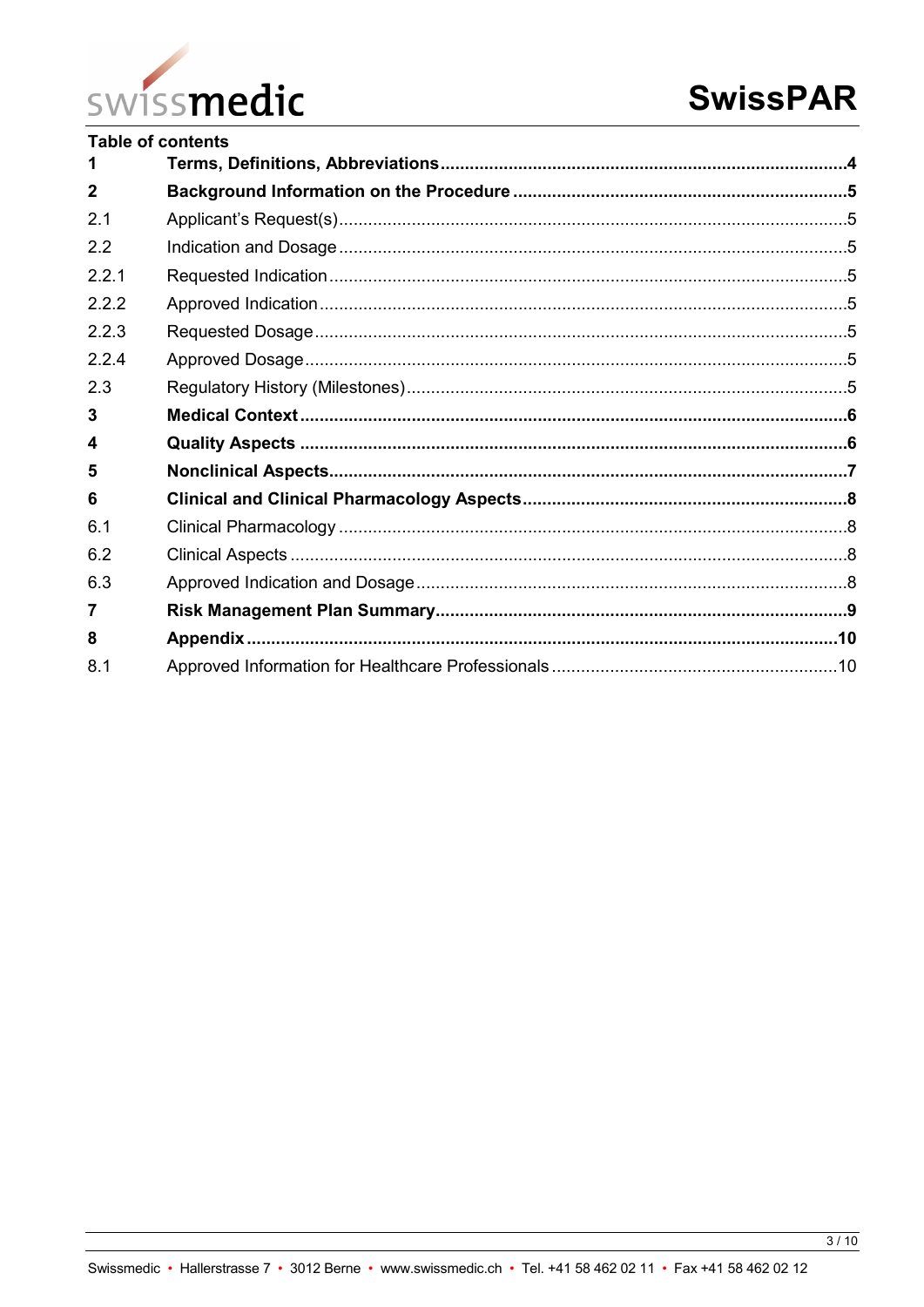**Table of contents**

| | | |
|---|---|---|
| **1** | **Terms, Definitions, Abbreviations** | **4** |
| **2** | **Background Information on the Procedure** | **5** |
| 2.1 | Applicant's Request(s) | 5 |
| 2.2 | Indication and Dosage | 5 |
| 2.2.1 | Requested Indication | 5 |
| 2.2.2 | Approved Indication | 5 |
| 2.2.3 | Requested Dosage | 5 |
| 2.2.4 | Approved Dosage | 5 |
| 2.3 | Regulatory History (Milestones) | 5 |
| **3** | **Medical Context** | **6** |
| **4** | **Quality Aspects** | **6** |
| **5** | **Nonclinical Aspects** | **7** |
| **6** | **Clinical and Clinical Pharmacology Aspects** | **8** |
| 6.1 | Clinical Pharmacology | 8 |
| 6.2 | Clinical Aspects | 8 |
| 6.3 | Approved Indication and Dosage | 8 |
| **7** | **Risk Management Plan Summary** | **9** |
| **8** | **Appendix** | **10** |
| 8.1 | Approved Information for Healthcare Professionals | 10 |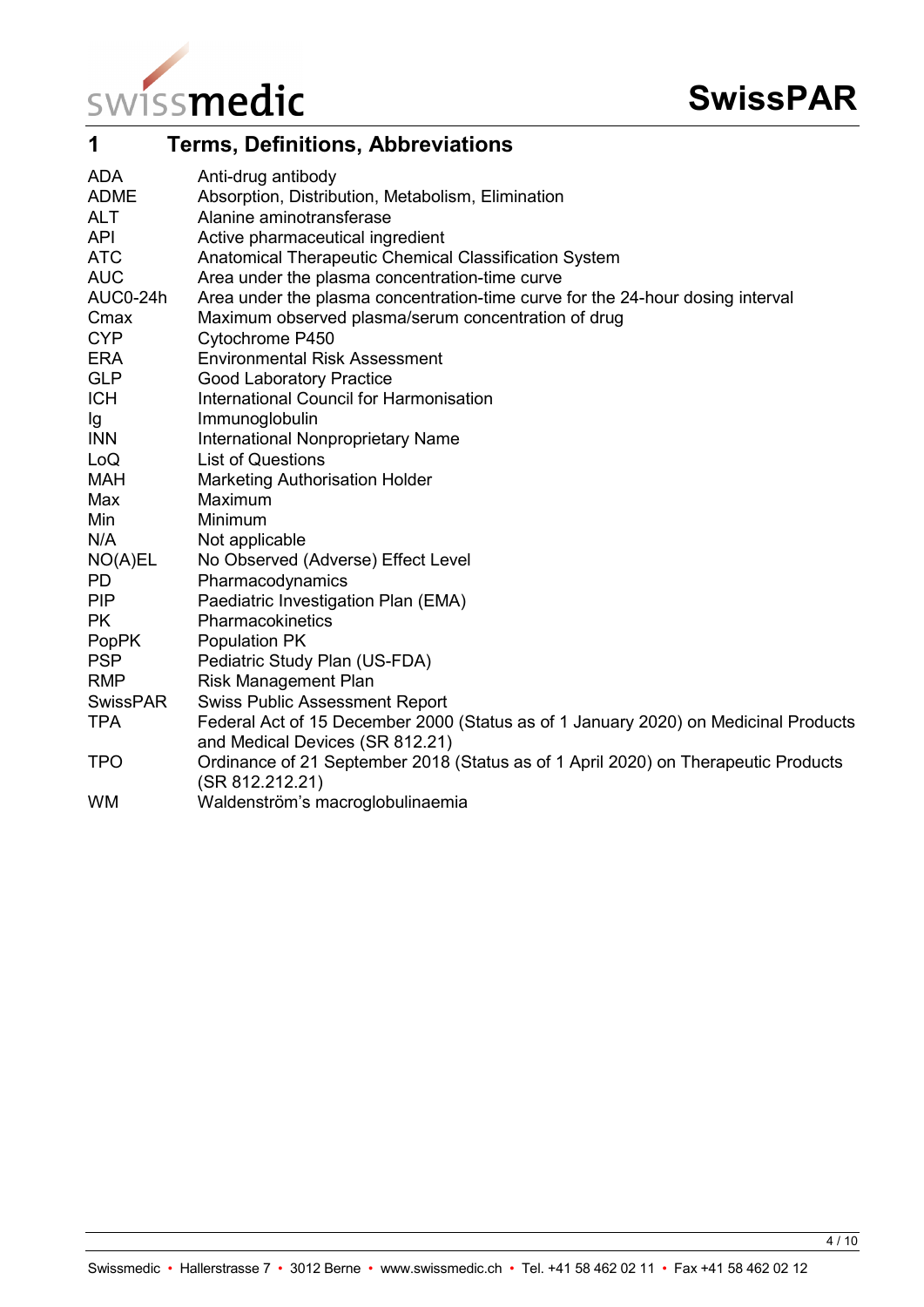# 1 Terms, Definitions, Abbreviations

| | |
|---|---|
| ADA | Anti-drug antibody |
| ADME | Absorption, Distribution, Metabolism, Elimination |
| ALT | Alanine aminotransferase |
| API | Active pharmaceutical ingredient |
| ATC | Anatomical Therapeutic Chemical Classification System |
| AUC | Area under the plasma concentration-time curve |
| AUC0-24h | Area under the plasma concentration-time curve for the 24-hour dosing interval |
| Cmax | Maximum observed plasma/serum concentration of drug |
| CYP | Cytochrome P450 |
| ERA | Environmental Risk Assessment |
| GLP | Good Laboratory Practice |
| ICH | International Council for Harmonisation |
| Ig | Immunoglobulin |
| INN | International Nonproprietary Name |
| LoQ | List of Questions |
| MAH | Marketing Authorisation Holder |
| Max | Maximum |
| Min | Minimum |
| N/A | Not applicable |
| NO(A)EL | No Observed (Adverse) Effect Level |
| PD | Pharmacodynamics |
| PIP | Paediatric Investigation Plan (EMA) |
| PK | Pharmacokinetics |
| PopPK | Population PK |
| PSP | Pediatric Study Plan (US-FDA) |
| RMP | Risk Management Plan |
| SwissPAR | Swiss Public Assessment Report |
| TPA | Federal Act of 15 December 2000 (Status as of 1 January 2020) on Medicinal Products and Medical Devices (SR 812.21) |
| TPO | Ordinance of 21 September 2018 (Status as of 1 April 2020) on Therapeutic Products (SR 812.212.21) |
| WM | Waldenström's macroglobulinaemia |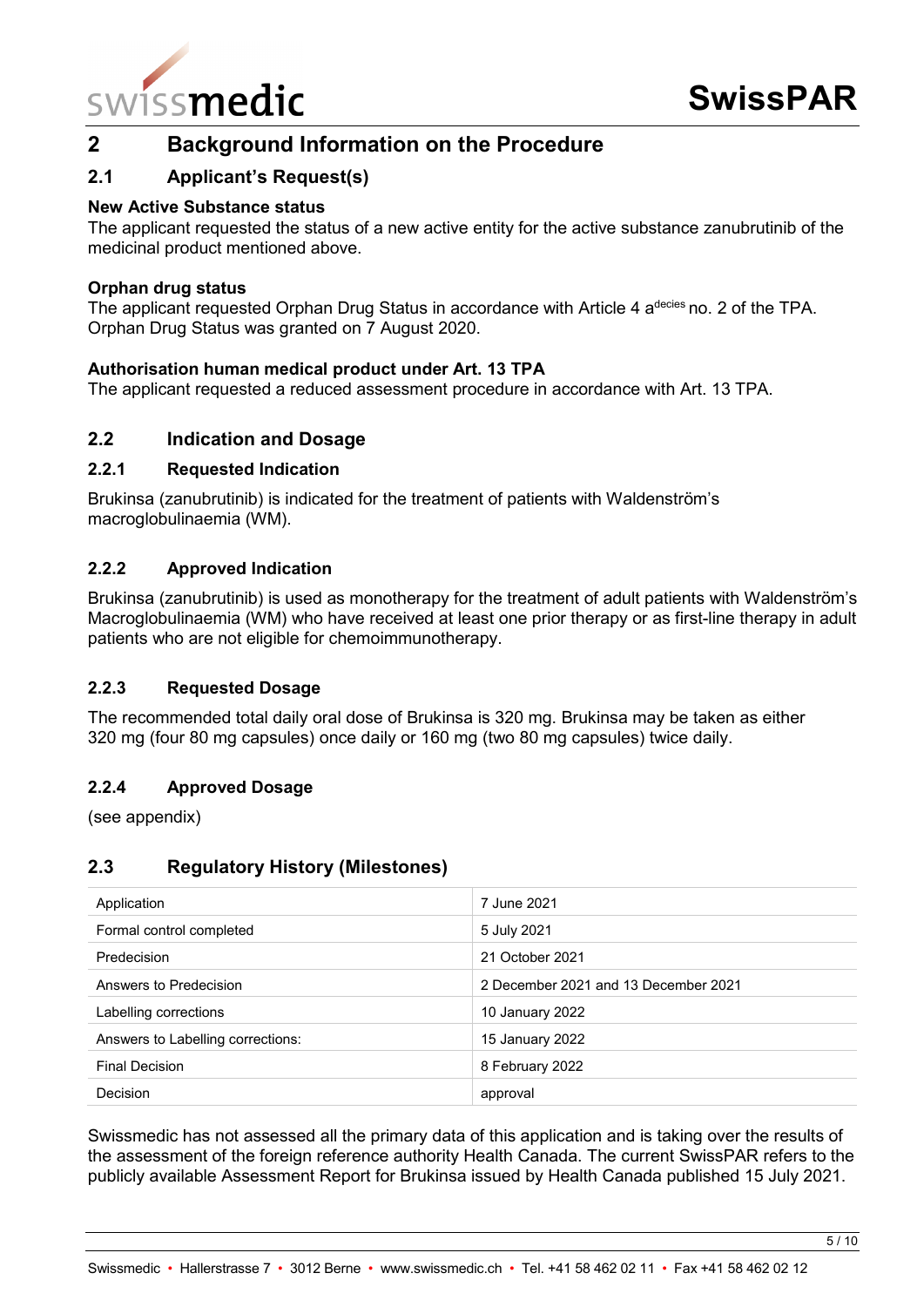# 2 Background Information on the Procedure

## 2.1 Applicant's Request(s)

**New Active Substance status**

The applicant requested the status of a new active entity for the active substance zanubrutinib of the medicinal product mentioned above.

**Orphan drug status**

The applicant requested Orphan Drug Status in accordance with Article 4 a$^{decies}$ no. 2 of the TPA. Orphan Drug Status was granted on 7 August 2020.

**Authorisation human medical product under Art. 13 TPA**

The applicant requested a reduced assessment procedure in accordance with Art. 13 TPA.

## 2.2 Indication and Dosage

### 2.2.1 Requested Indication

Brukinsa (zanubrutinib) is indicated for the treatment of patients with Waldenström's macroglobulinaemia (WM).

### 2.2.2 Approved Indication

Brukinsa (zanubrutinib) is used as monotherapy for the treatment of adult patients with Waldenström's Macroglobulinaemia (WM) who have received at least one prior therapy or as first-line therapy in adult patients who are not eligible for chemoimmunotherapy.

### 2.2.3 Requested Dosage

The recommended total daily oral dose of Brukinsa is 320 mg. Brukinsa may be taken as either 320 mg (four 80 mg capsules) once daily or 160 mg (two 80 mg capsules) twice daily.

### 2.2.4 Approved Dosage

(see appendix)

## 2.3 Regulatory History (Milestones)

| | |
|---|---|
| Application | 7 June 2021 |
| Formal control completed | 5 July 2021 |
| Predecision | 21 October 2021 |
| Answers to Predecision | 2 December 2021 and 13 December 2021 |
| Labelling corrections | 10 January 2022 |
| Answers to Labelling corrections: | 15 January 2022 |
| Final Decision | 8 February 2022 |
| Decision | approval |

Swissmedic has not assessed all the primary data of this application and is taking over the results of the assessment of the foreign reference authority Health Canada. The current SwissPAR refers to the publicly available Assessment Report for Brukinsa issued by Health Canada published 15 July 2021.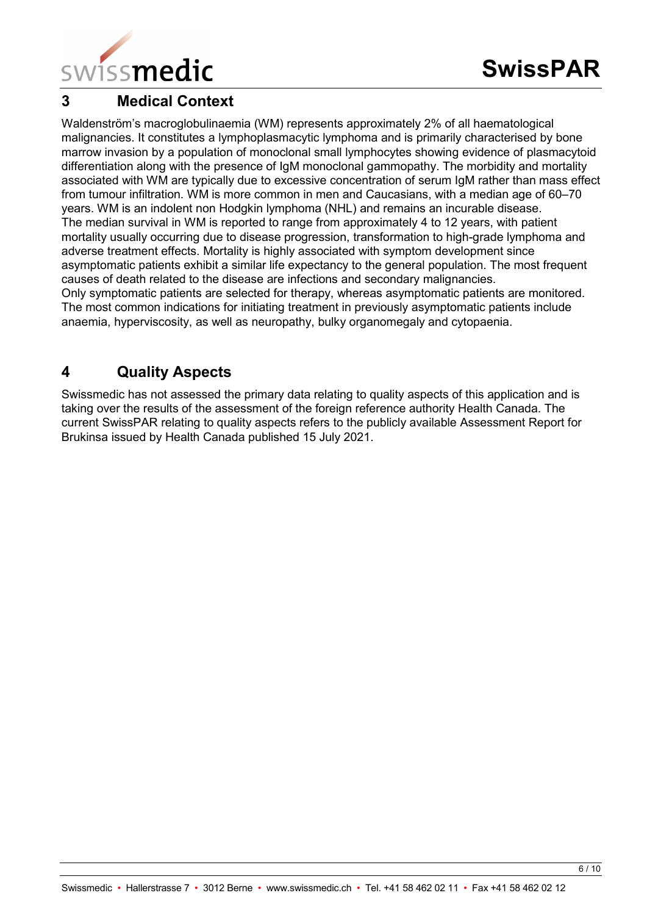## 3 Medical Context

Waldenström's macroglobulinaemia (WM) represents approximately 2% of all haematological malignancies. It constitutes a lymphoplasmacytic lymphoma and is primarily characterised by bone marrow invasion by a population of monoclonal small lymphocytes showing evidence of plasmacytoid differentiation along with the presence of IgM monoclonal gammopathy. The morbidity and mortality associated with WM are typically due to excessive concentration of serum IgM rather than mass effect from tumour infiltration. WM is more common in men and Caucasians, with a median age of 60–70 years. WM is an indolent non Hodgkin lymphoma (NHL) and remains an incurable disease.
The median survival in WM is reported to range from approximately 4 to 12 years, with patient mortality usually occurring due to disease progression, transformation to high-grade lymphoma and adverse treatment effects. Mortality is highly associated with symptom development since asymptomatic patients exhibit a similar life expectancy to the general population. The most frequent causes of death related to the disease are infections and secondary malignancies.
Only symptomatic patients are selected for therapy, whereas asymptomatic patients are monitored. The most common indications for initiating treatment in previously asymptomatic patients include anaemia, hyperviscosity, as well as neuropathy, bulky organomegaly and cytopaenia.

## 4 Quality Aspects

Swissmedic has not assessed the primary data relating to quality aspects of this application and is taking over the results of the assessment of the foreign reference authority Health Canada. The current SwissPAR relating to quality aspects refers to the publicly available Assessment Report for Brukinsa issued by Health Canada published 15 July 2021.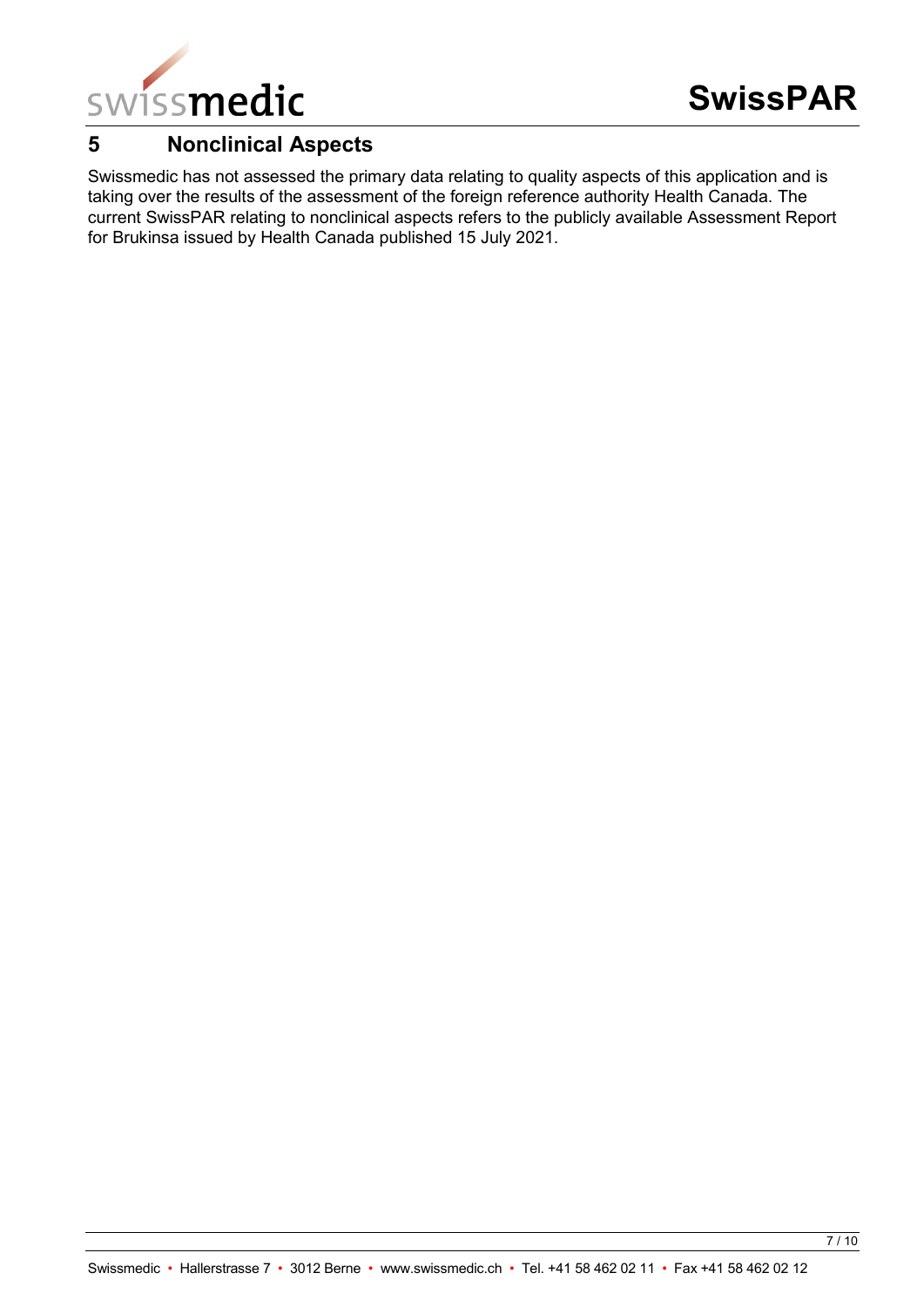## 5 Nonclinical Aspects

Swissmedic has not assessed the primary data relating to quality aspects of this application and is taking over the results of the assessment of the foreign reference authority Health Canada. The current SwissPAR relating to nonclinical aspects refers to the publicly available Assessment Report for Brukinsa issued by Health Canada published 15 July 2021.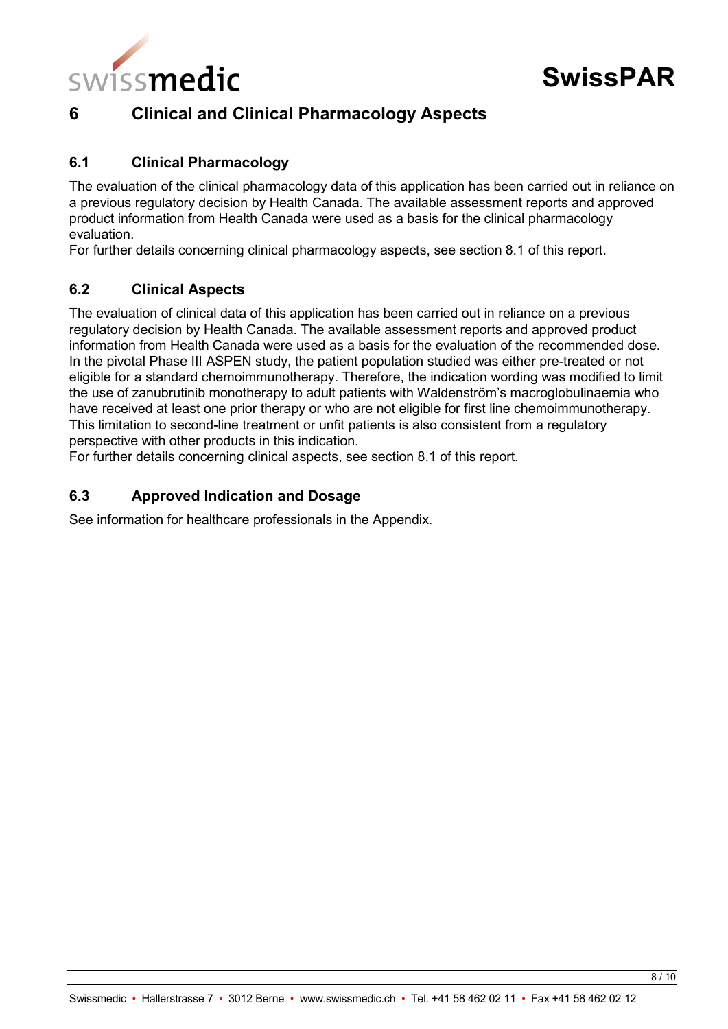# 6 Clinical and Clinical Pharmacology Aspects

## 6.1 Clinical Pharmacology

The evaluation of the clinical pharmacology data of this application has been carried out in reliance on a previous regulatory decision by Health Canada. The available assessment reports and approved product information from Health Canada were used as a basis for the clinical pharmacology evaluation.
For further details concerning clinical pharmacology aspects, see section 8.1 of this report.

## 6.2 Clinical Aspects

The evaluation of clinical data of this application has been carried out in reliance on a previous regulatory decision by Health Canada. The available assessment reports and approved product information from Health Canada were used as a basis for the evaluation of the recommended dose.
In the pivotal Phase III ASPEN study, the patient population studied was either pre-treated or not eligible for a standard chemoimmunotherapy. Therefore, the indication wording was modified to limit the use of zanubrutinib monotherapy to adult patients with Waldenström's macroglobulinaemia who have received at least one prior therapy or who are not eligible for first line chemoimmunotherapy. This limitation to second-line treatment or unfit patients is also consistent from a regulatory perspective with other products in this indication.
For further details concerning clinical aspects, see section 8.1 of this report.

## 6.3 Approved Indication and Dosage

See information for healthcare professionals in the Appendix.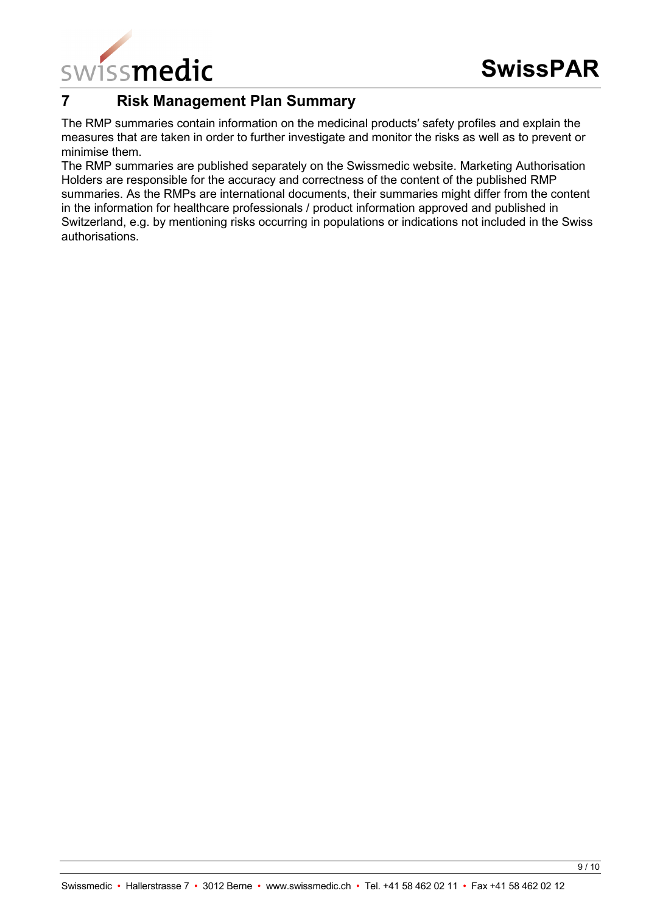## 7 Risk Management Plan Summary

The RMP summaries contain information on the medicinal products′ safety profiles and explain the measures that are taken in order to further investigate and monitor the risks as well as to prevent or minimise them.

The RMP summaries are published separately on the Swissmedic website. Marketing Authorisation Holders are responsible for the accuracy and correctness of the content of the published RMP summaries. As the RMPs are international documents, their summaries might differ from the content in the information for healthcare professionals / product information approved and published in Switzerland, e.g. by mentioning risks occurring in populations or indications not included in the Swiss authorisations.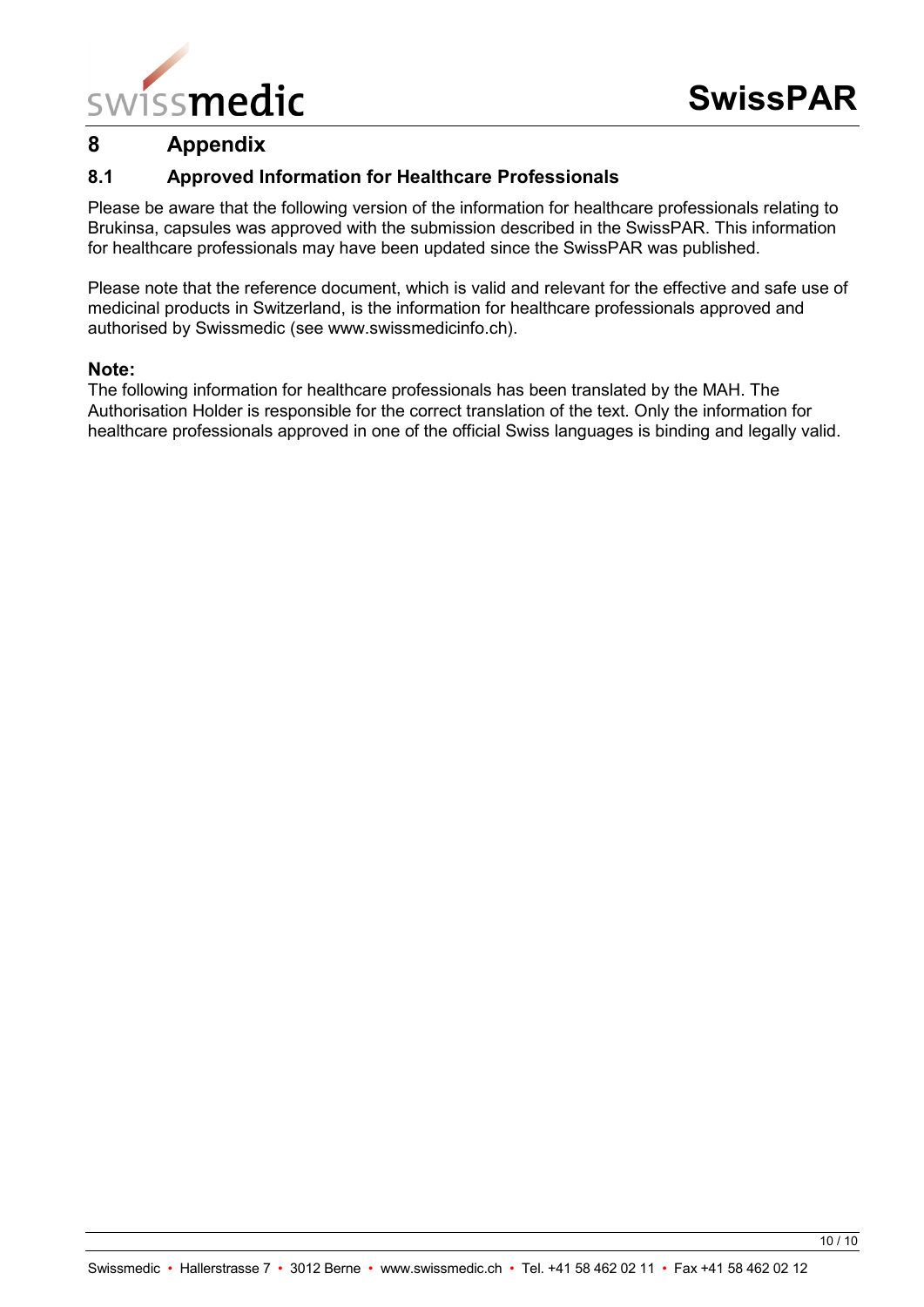# 8 Appendix

## 8.1 Approved Information for Healthcare Professionals

Please be aware that the following version of the information for healthcare professionals relating to Brukinsa, capsules was approved with the submission described in the SwissPAR. This information for healthcare professionals may have been updated since the SwissPAR was published.

Please note that the reference document, which is valid and relevant for the effective and safe use of medicinal products in Switzerland, is the information for healthcare professionals approved and authorised by Swissmedic (see www.swissmedicinfo.ch).

**Note:**
The following information for healthcare professionals has been translated by the MAH. The Authorisation Holder is responsible for the correct translation of the text. Only the information for healthcare professionals approved in one of the official Swiss languages is binding and legally valid.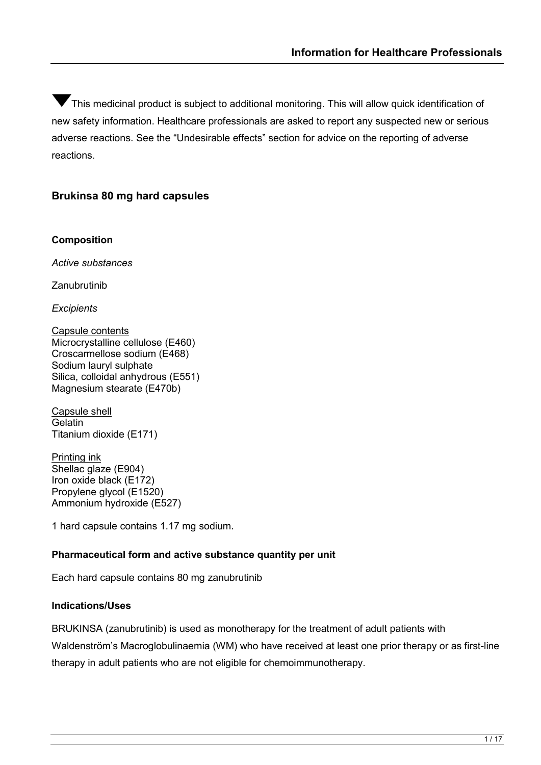▼This medicinal product is subject to additional monitoring. This will allow quick identification of new safety information. Healthcare professionals are asked to report any suspected new or serious adverse reactions. See the "Undesirable effects" section for advice on the reporting of adverse reactions.

## Brukinsa 80 mg hard capsules

### Composition

*Active substances*

Zanubrutinib

*Excipients*

Capsule contents
Microcrystalline cellulose (E460)
Croscarmellose sodium (E468)
Sodium lauryl sulphate
Silica, colloidal anhydrous (E551)
Magnesium stearate (E470b)

Capsule shell
Gelatin
Titanium dioxide (E171)

Printing ink
Shellac glaze (E904)
Iron oxide black (E172)
Propylene glycol (E1520)
Ammonium hydroxide (E527)

1 hard capsule contains 1.17 mg sodium.

### Pharmaceutical form and active substance quantity per unit

Each hard capsule contains 80 mg zanubrutinib

### Indications/Uses

BRUKINSA (zanubrutinib) is used as monotherapy for the treatment of adult patients with Waldenström's Macroglobulinaemia (WM) who have received at least one prior therapy or as first-line therapy in adult patients who are not eligible for chemoimmunotherapy.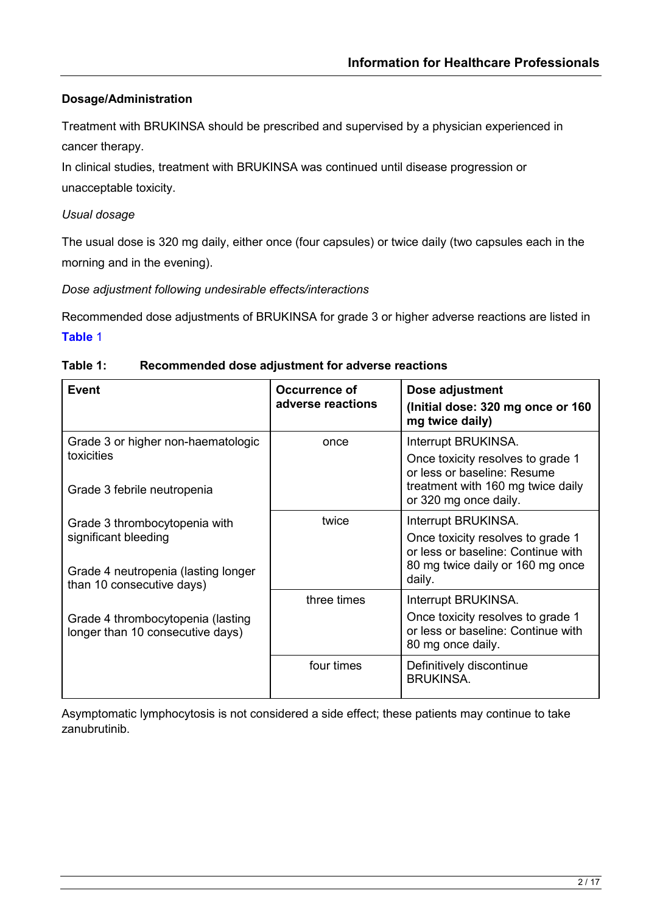### Dosage/Administration

Treatment with BRUKINSA should be prescribed and supervised by a physician experienced in cancer therapy.
In clinical studies, treatment with BRUKINSA was continued until disease progression or unacceptable toxicity.

*Usual dosage*

The usual dose is 320 mg daily, either once (four capsules) or twice daily (two capsules each in the morning and in the evening).

*Dose adjustment following undesirable effects/interactions*

Recommended dose adjustments of BRUKINSA for grade 3 or higher adverse reactions are listed in **Table** 1

**Table 1: Recommended dose adjustment for adverse reactions**

| Event | Occurrence of adverse reactions | Dose adjustment (Initial dose: 320 mg once or 160 mg twice daily) |
|---|---|---|
| Grade 3 or higher non-haematologic toxicities<br><br>Grade 3 febrile neutropenia<br><br>Grade 3 thrombocytopenia with significant bleeding<br><br>Grade 4 neutropenia (lasting longer than 10 consecutive days)<br><br>Grade 4 thrombocytopenia (lasting longer than 10 consecutive days) | once | Interrupt BRUKINSA.<br>Once toxicity resolves to grade 1 or less or baseline: Resume treatment with 160 mg twice daily or 320 mg once daily. |
| | twice | Interrupt BRUKINSA.<br>Once toxicity resolves to grade 1 or less or baseline: Continue with 80 mg twice daily or 160 mg once daily. |
| | three times | Interrupt BRUKINSA.<br>Once toxicity resolves to grade 1 or less or baseline: Continue with 80 mg once daily. |
| | four times | Definitively discontinue BRUKINSA. |

Asymptomatic lymphocytosis is not considered a side effect; these patients may continue to take zanubrutinib.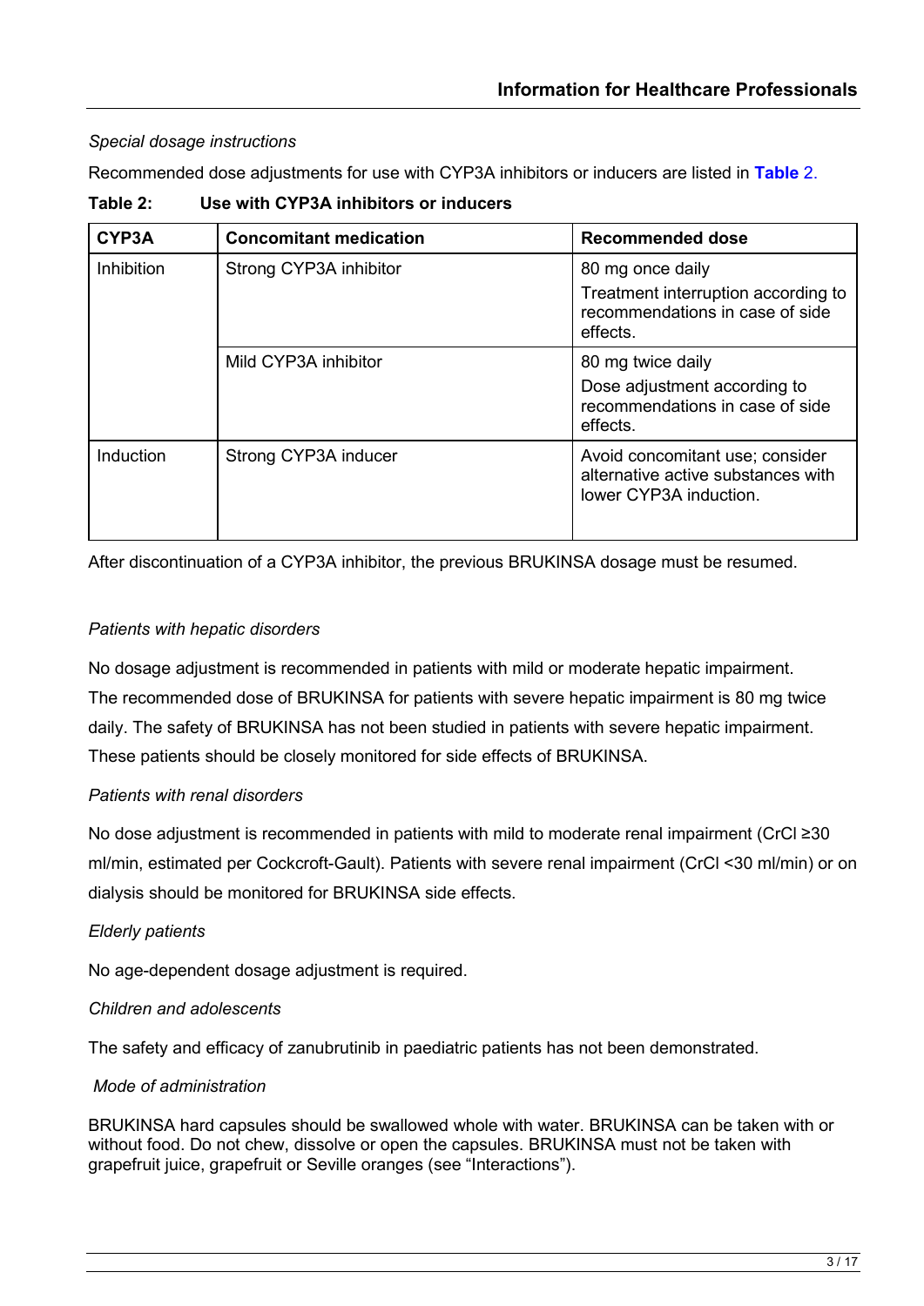*Special dosage instructions*

Recommended dose adjustments for use with CYP3A inhibitors or inducers are listed in **Table** 2.

**Table 2: Use with CYP3A inhibitors or inducers**

| CYP3A | Concomitant medication | Recommended dose |
|---|---|---|
| Inhibition | Strong CYP3A inhibitor | 80 mg once daily<br>Treatment interruption according to recommendations in case of side effects. |
| | Mild CYP3A inhibitor | 80 mg twice daily<br>Dose adjustment according to recommendations in case of side effects. |
| Induction | Strong CYP3A inducer | Avoid concomitant use; consider alternative active substances with lower CYP3A induction. |

After discontinuation of a CYP3A inhibitor, the previous BRUKINSA dosage must be resumed.

*Patients with hepatic disorders*

No dosage adjustment is recommended in patients with mild or moderate hepatic impairment. The recommended dose of BRUKINSA for patients with severe hepatic impairment is 80 mg twice daily. The safety of BRUKINSA has not been studied in patients with severe hepatic impairment. These patients should be closely monitored for side effects of BRUKINSA.

*Patients with renal disorders*

No dose adjustment is recommended in patients with mild to moderate renal impairment (CrCl ≥30 ml/min, estimated per Cockcroft-Gault). Patients with severe renal impairment (CrCl <30 ml/min) or on dialysis should be monitored for BRUKINSA side effects.

*Elderly patients*

No age-dependent dosage adjustment is required.

*Children and adolescents*

The safety and efficacy of zanubrutinib in paediatric patients has not been demonstrated.

*Mode of administration*

BRUKINSA hard capsules should be swallowed whole with water. BRUKINSA can be taken with or without food. Do not chew, dissolve or open the capsules. BRUKINSA must not be taken with grapefruit juice, grapefruit or Seville oranges (see "Interactions").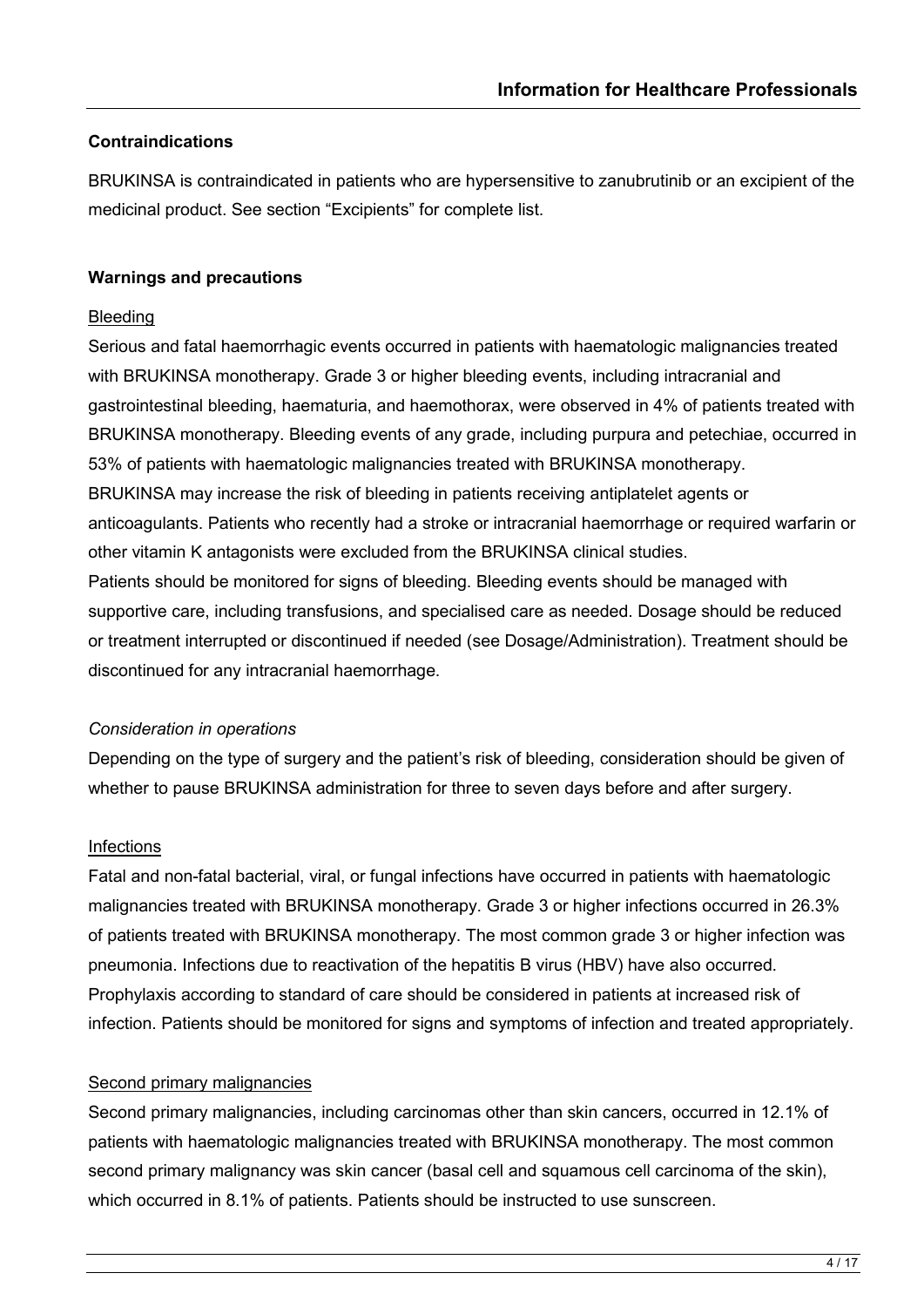### Contraindications

BRUKINSA is contraindicated in patients who are hypersensitive to zanubrutinib or an excipient of the medicinal product. See section "Excipients" for complete list.

### Warnings and precautions

Bleeding

Serious and fatal haemorrhagic events occurred in patients with haematologic malignancies treated with BRUKINSA monotherapy. Grade 3 or higher bleeding events, including intracranial and gastrointestinal bleeding, haematuria, and haemothorax, were observed in 4% of patients treated with BRUKINSA monotherapy. Bleeding events of any grade, including purpura and petechiae, occurred in 53% of patients with haematologic malignancies treated with BRUKINSA monotherapy.
BRUKINSA may increase the risk of bleeding in patients receiving antiplatelet agents or anticoagulants. Patients who recently had a stroke or intracranial haemorrhage or required warfarin or other vitamin K antagonists were excluded from the BRUKINSA clinical studies.
Patients should be monitored for signs of bleeding. Bleeding events should be managed with supportive care, including transfusions, and specialised care as needed. Dosage should be reduced or treatment interrupted or discontinued if needed (see Dosage/Administration). Treatment should be discontinued for any intracranial haemorrhage.

*Consideration in operations*

Depending on the type of surgery and the patient's risk of bleeding, consideration should be given of whether to pause BRUKINSA administration for three to seven days before and after surgery.

Infections

Fatal and non-fatal bacterial, viral, or fungal infections have occurred in patients with haematologic malignancies treated with BRUKINSA monotherapy. Grade 3 or higher infections occurred in 26.3% of patients treated with BRUKINSA monotherapy. The most common grade 3 or higher infection was pneumonia. Infections due to reactivation of the hepatitis B virus (HBV) have also occurred. Prophylaxis according to standard of care should be considered in patients at increased risk of infection. Patients should be monitored for signs and symptoms of infection and treated appropriately.

Second primary malignancies

Second primary malignancies, including carcinomas other than skin cancers, occurred in 12.1% of patients with haematologic malignancies treated with BRUKINSA monotherapy. The most common second primary malignancy was skin cancer (basal cell and squamous cell carcinoma of the skin), which occurred in 8.1% of patients. Patients should be instructed to use sunscreen.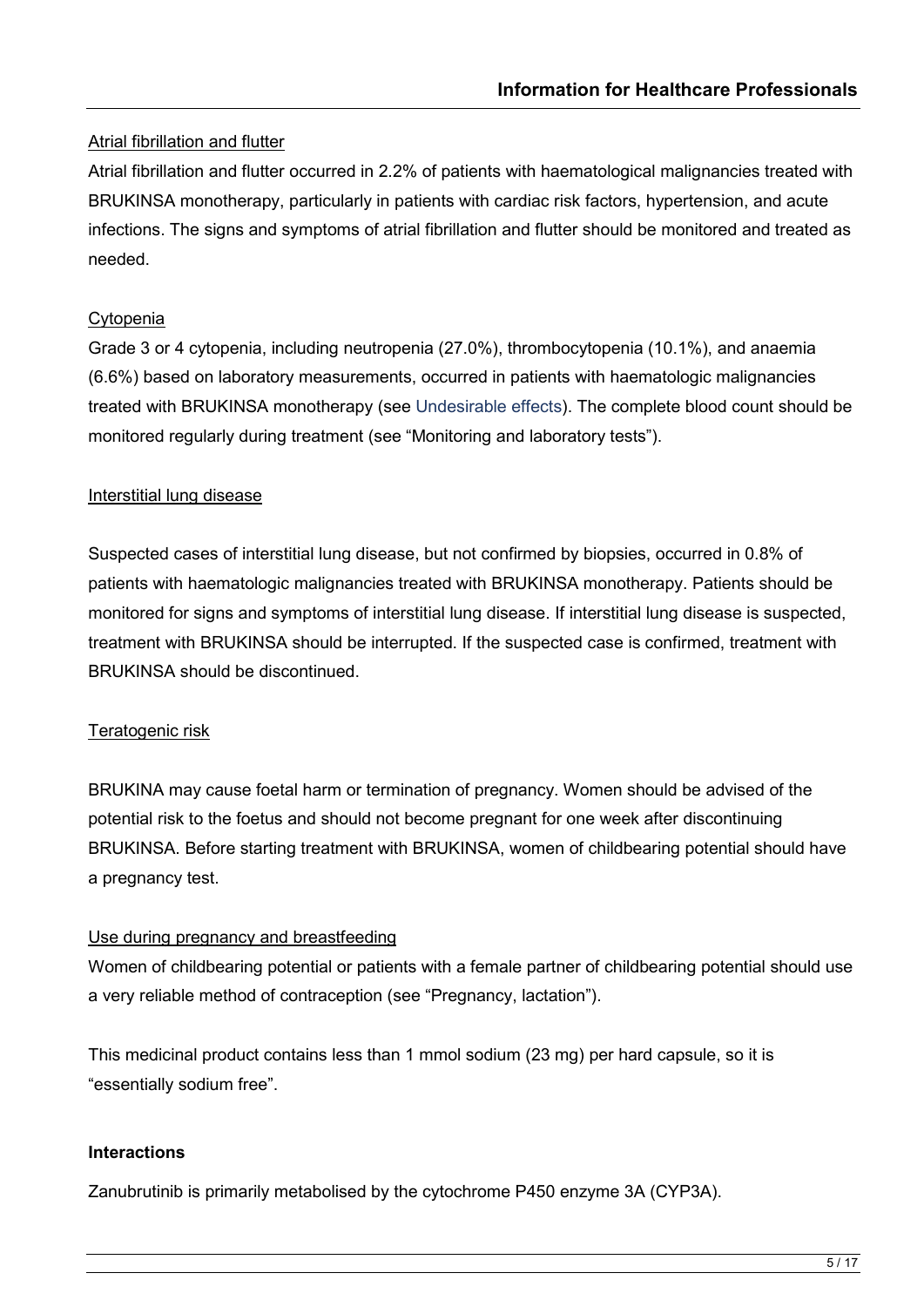Atrial fibrillation and flutter

Atrial fibrillation and flutter occurred in 2.2% of patients with haematological malignancies treated with BRUKINSA monotherapy, particularly in patients with cardiac risk factors, hypertension, and acute infections. The signs and symptoms of atrial fibrillation and flutter should be monitored and treated as needed.

Cytopenia

Grade 3 or 4 cytopenia, including neutropenia (27.0%), thrombocytopenia (10.1%), and anaemia (6.6%) based on laboratory measurements, occurred in patients with haematologic malignancies treated with BRUKINSA monotherapy (see Undesirable effects). The complete blood count should be monitored regularly during treatment (see "Monitoring and laboratory tests").

Interstitial lung disease

Suspected cases of interstitial lung disease, but not confirmed by biopsies, occurred in 0.8% of patients with haematologic malignancies treated with BRUKINSA monotherapy. Patients should be monitored for signs and symptoms of interstitial lung disease. If interstitial lung disease is suspected, treatment with BRUKINSA should be interrupted. If the suspected case is confirmed, treatment with BRUKINSA should be discontinued.

Teratogenic risk

BRUKINA may cause foetal harm or termination of pregnancy. Women should be advised of the potential risk to the foetus and should not become pregnant for one week after discontinuing BRUKINSA. Before starting treatment with BRUKINSA, women of childbearing potential should have a pregnancy test.

Use during pregnancy and breastfeeding

Women of childbearing potential or patients with a female partner of childbearing potential should use a very reliable method of contraception (see "Pregnancy, lactation").

This medicinal product contains less than 1 mmol sodium (23 mg) per hard capsule, so it is "essentially sodium free".

**Interactions**

Zanubrutinib is primarily metabolised by the cytochrome P450 enzyme 3A (CYP3A).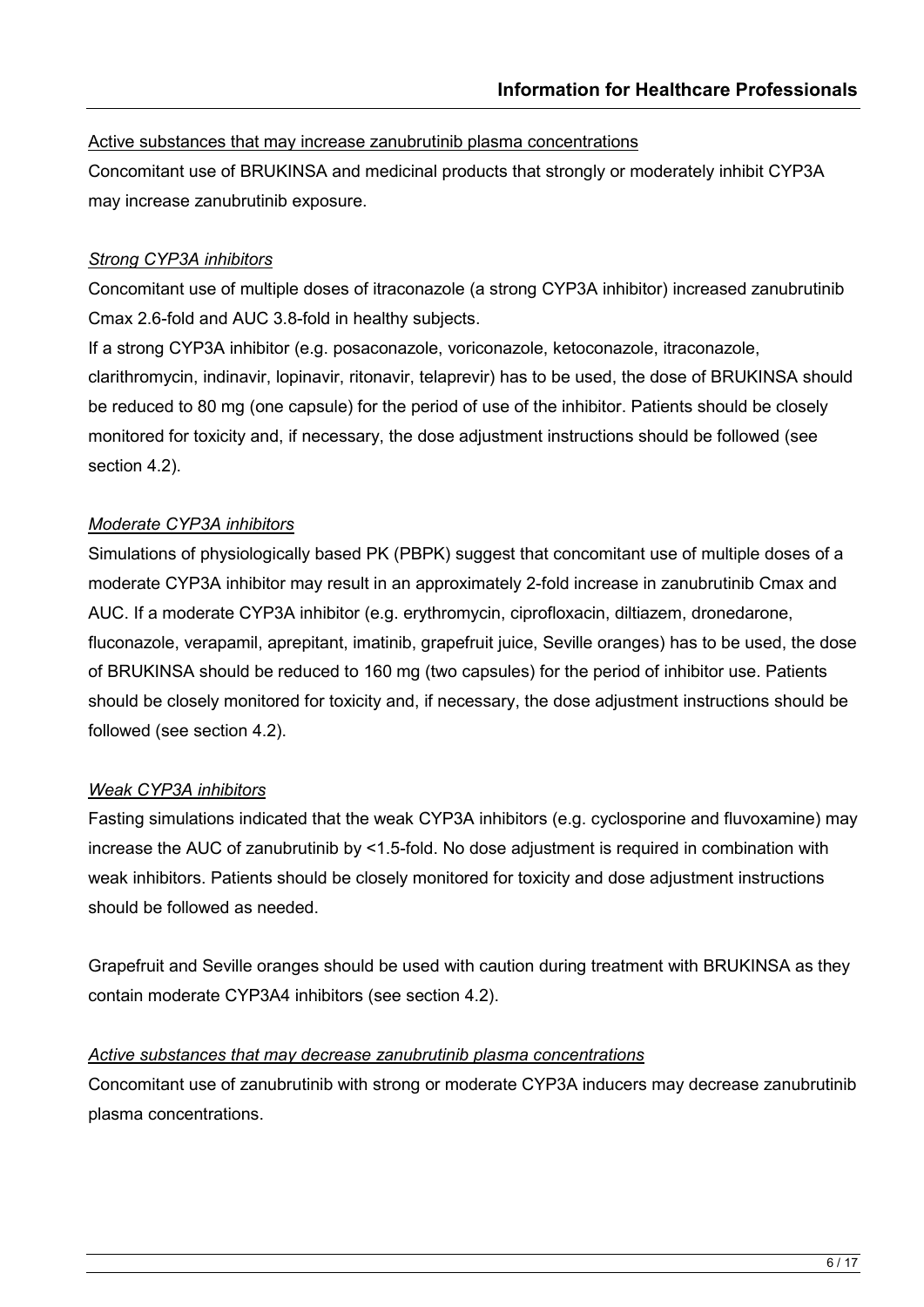Active substances that may increase zanubrutinib plasma concentrations

Concomitant use of BRUKINSA and medicinal products that strongly or moderately inhibit CYP3A may increase zanubrutinib exposure.

*Strong CYP3A inhibitors*

Concomitant use of multiple doses of itraconazole (a strong CYP3A inhibitor) increased zanubrutinib Cmax 2.6-fold and AUC 3.8-fold in healthy subjects.

If a strong CYP3A inhibitor (e.g. posaconazole, voriconazole, ketoconazole, itraconazole, clarithromycin, indinavir, lopinavir, ritonavir, telaprevir) has to be used, the dose of BRUKINSA should be reduced to 80 mg (one capsule) for the period of use of the inhibitor. Patients should be closely monitored for toxicity and, if necessary, the dose adjustment instructions should be followed (see section 4.2).

*Moderate CYP3A inhibitors*

Simulations of physiologically based PK (PBPK) suggest that concomitant use of multiple doses of a moderate CYP3A inhibitor may result in an approximately 2-fold increase in zanubrutinib Cmax and AUC. If a moderate CYP3A inhibitor (e.g. erythromycin, ciprofloxacin, diltiazem, dronedarone, fluconazole, verapamil, aprepitant, imatinib, grapefruit juice, Seville oranges) has to be used, the dose of BRUKINSA should be reduced to 160 mg (two capsules) for the period of inhibitor use. Patients should be closely monitored for toxicity and, if necessary, the dose adjustment instructions should be followed (see section 4.2).

*Weak CYP3A inhibitors*

Fasting simulations indicated that the weak CYP3A inhibitors (e.g. cyclosporine and fluvoxamine) may increase the AUC of zanubrutinib by <1.5-fold. No dose adjustment is required in combination with weak inhibitors. Patients should be closely monitored for toxicity and dose adjustment instructions should be followed as needed.

Grapefruit and Seville oranges should be used with caution during treatment with BRUKINSA as they contain moderate CYP3A4 inhibitors (see section 4.2).

*Active substances that may decrease zanubrutinib plasma concentrations*

Concomitant use of zanubrutinib with strong or moderate CYP3A inducers may decrease zanubrutinib plasma concentrations.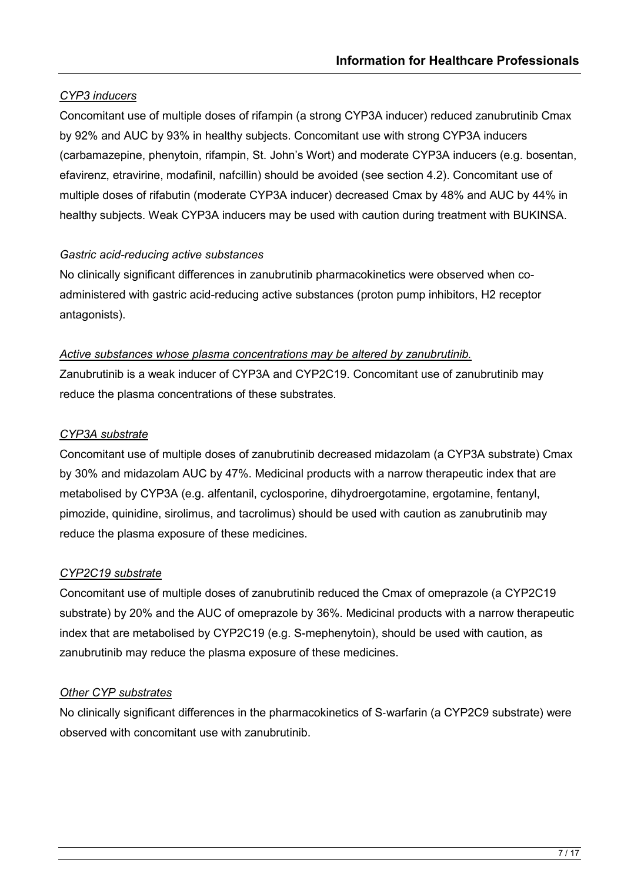*CYP3 inducers*

Concomitant use of multiple doses of rifampin (a strong CYP3A inducer) reduced zanubrutinib Cmax by 92% and AUC by 93% in healthy subjects. Concomitant use with strong CYP3A inducers (carbamazepine, phenytoin, rifampin, St. John's Wort) and moderate CYP3A inducers (e.g. bosentan, efavirenz, etravirine, modafinil, nafcillin) should be avoided (see section 4.2). Concomitant use of multiple doses of rifabutin (moderate CYP3A inducer) decreased Cmax by 48% and AUC by 44% in healthy subjects. Weak CYP3A inducers may be used with caution during treatment with BUKINSA.

*Gastric acid-reducing active substances*

No clinically significant differences in zanubrutinib pharmacokinetics were observed when co-administered with gastric acid-reducing active substances (proton pump inhibitors, H2 receptor antagonists).

*Active substances whose plasma concentrations may be altered by zanubrutinib.*

Zanubrutinib is a weak inducer of CYP3A and CYP2C19. Concomitant use of zanubrutinib may reduce the plasma concentrations of these substrates.

*CYP3A substrate*

Concomitant use of multiple doses of zanubrutinib decreased midazolam (a CYP3A substrate) Cmax by 30% and midazolam AUC by 47%. Medicinal products with a narrow therapeutic index that are metabolised by CYP3A (e.g. alfentanil, cyclosporine, dihydroergotamine, ergotamine, fentanyl, pimozide, quinidine, sirolimus, and tacrolimus) should be used with caution as zanubrutinib may reduce the plasma exposure of these medicines.

*CYP2C19 substrate*

Concomitant use of multiple doses of zanubrutinib reduced the Cmax of omeprazole (a CYP2C19 substrate) by 20% and the AUC of omeprazole by 36%. Medicinal products with a narrow therapeutic index that are metabolised by CYP2C19 (e.g. S-mephenytoin), should be used with caution, as zanubrutinib may reduce the plasma exposure of these medicines.

*Other CYP substrates*

No clinically significant differences in the pharmacokinetics of S-warfarin (a CYP2C9 substrate) were observed with concomitant use with zanubrutinib.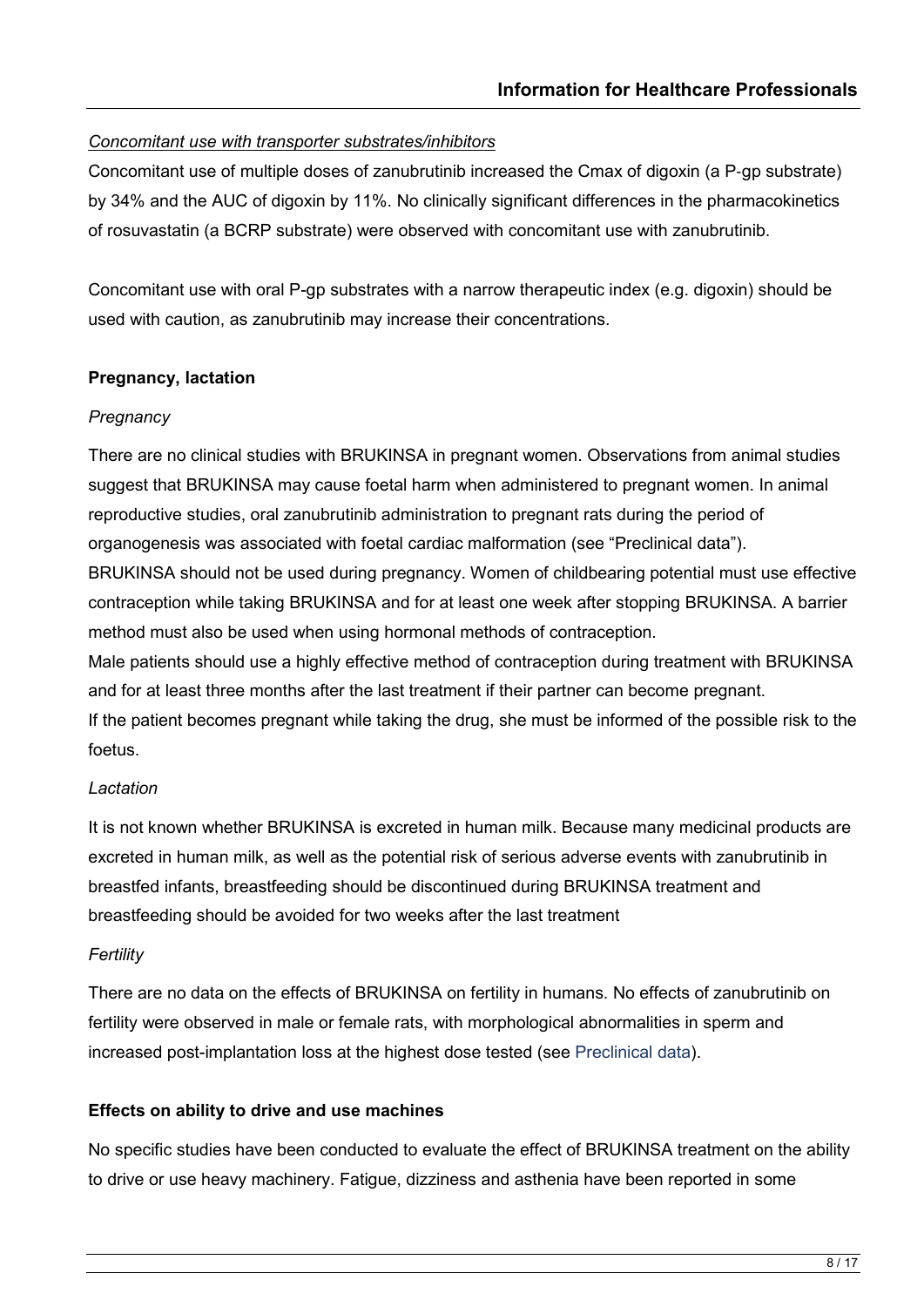*Concomitant use with transporter substrates/inhibitors*

Concomitant use of multiple doses of zanubrutinib increased the Cmax of digoxin (a P-gp substrate) by 34% and the AUC of digoxin by 11%. No clinically significant differences in the pharmacokinetics of rosuvastatin (a BCRP substrate) were observed with concomitant use with zanubrutinib.

Concomitant use with oral P-gp substrates with a narrow therapeutic index (e.g. digoxin) should be used with caution, as zanubrutinib may increase their concentrations.

**Pregnancy, lactation**

*Pregnancy*

There are no clinical studies with BRUKINSA in pregnant women. Observations from animal studies suggest that BRUKINSA may cause foetal harm when administered to pregnant women. In animal reproductive studies, oral zanubrutinib administration to pregnant rats during the period of organogenesis was associated with foetal cardiac malformation (see "Preclinical data").
BRUKINSA should not be used during pregnancy. Women of childbearing potential must use effective contraception while taking BRUKINSA and for at least one week after stopping BRUKINSA. A barrier method must also be used when using hormonal methods of contraception.
Male patients should use a highly effective method of contraception during treatment with BRUKINSA and for at least three months after the last treatment if their partner can become pregnant.
If the patient becomes pregnant while taking the drug, she must be informed of the possible risk to the foetus.

*Lactation*

It is not known whether BRUKINSA is excreted in human milk. Because many medicinal products are excreted in human milk, as well as the potential risk of serious adverse events with zanubrutinib in breastfed infants, breastfeeding should be discontinued during BRUKINSA treatment and breastfeeding should be avoided for two weeks after the last treatment

*Fertility*

There are no data on the effects of BRUKINSA on fertility in humans. No effects of zanubrutinib on fertility were observed in male or female rats, with morphological abnormalities in sperm and increased post-implantation loss at the highest dose tested (see Preclinical data).

**Effects on ability to drive and use machines**

No specific studies have been conducted to evaluate the effect of BRUKINSA treatment on the ability to drive or use heavy machinery. Fatigue, dizziness and asthenia have been reported in some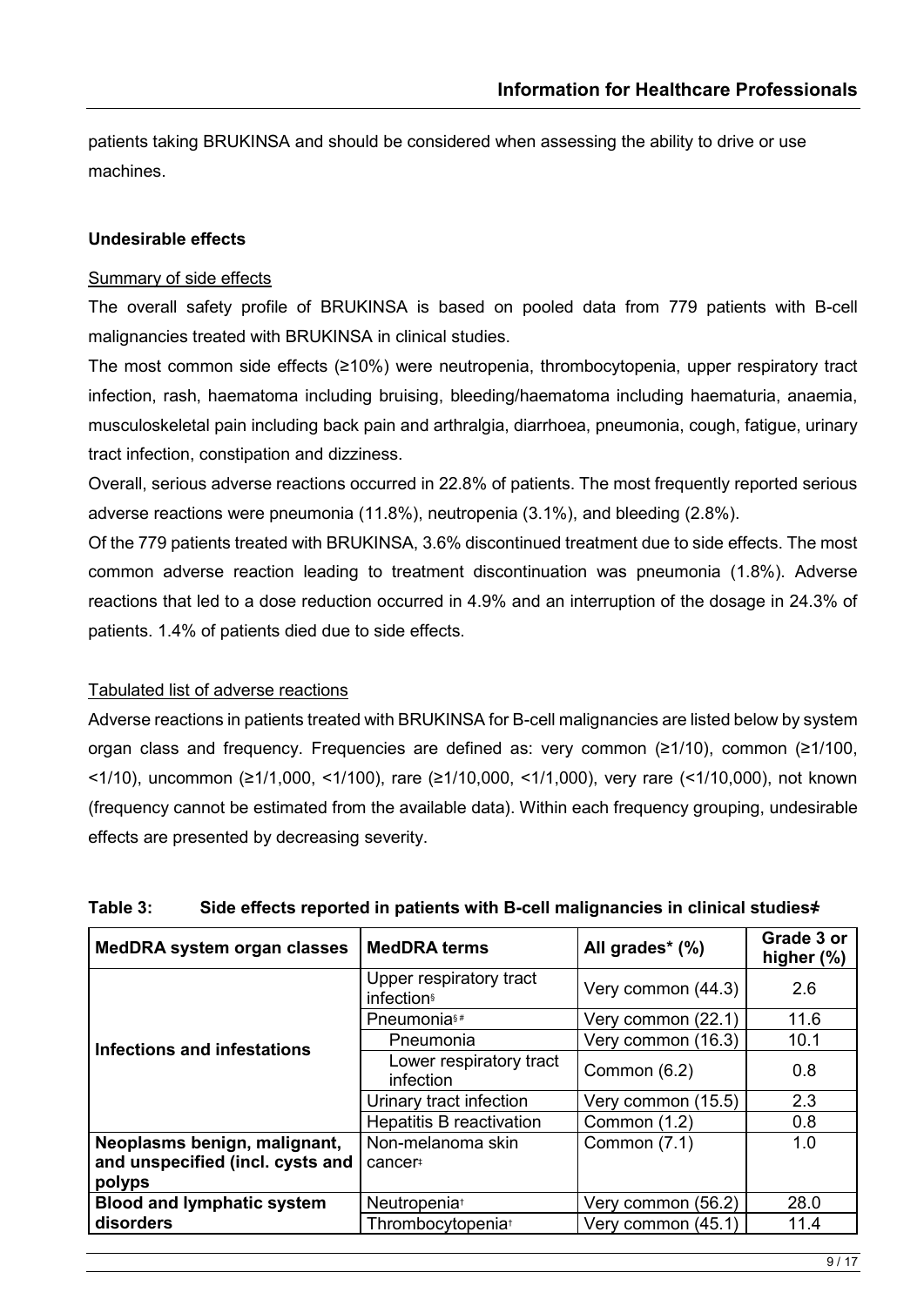patients taking BRUKINSA and should be considered when assessing the ability to drive or use machines.

**Undesirable effects**

Summary of side effects

The overall safety profile of BRUKINSA is based on pooled data from 779 patients with B-cell malignancies treated with BRUKINSA in clinical studies.

The most common side effects (≥10%) were neutropenia, thrombocytopenia, upper respiratory tract infection, rash, haematoma including bruising, bleeding/haematoma including haematuria, anaemia, musculoskeletal pain including back pain and arthralgia, diarrhoea, pneumonia, cough, fatigue, urinary tract infection, constipation and dizziness.

Overall, serious adverse reactions occurred in 22.8% of patients. The most frequently reported serious adverse reactions were pneumonia (11.8%), neutropenia (3.1%), and bleeding (2.8%).

Of the 779 patients treated with BRUKINSA, 3.6% discontinued treatment due to side effects. The most common adverse reaction leading to treatment discontinuation was pneumonia (1.8%). Adverse reactions that led to a dose reduction occurred in 4.9% and an interruption of the dosage in 24.3% of patients. 1.4% of patients died due to side effects.

Tabulated list of adverse reactions

Adverse reactions in patients treated with BRUKINSA for B-cell malignancies are listed below by system organ class and frequency. Frequencies are defined as: very common (≥1/10), common (≥1/100, <1/10), uncommon (≥1/1,000, <1/100), rare (≥1/10,000, <1/1,000), very rare (<1/10,000), not known (frequency cannot be estimated from the available data). Within each frequency grouping, undesirable effects are presented by decreasing severity.

**Table 3: Side effects reported in patients with B-cell malignancies in clinical studies≠**

| MedDRA system organ classes | MedDRA terms | All grades* (%) | Grade 3 or higher (%) |
|---|---|---|---|
| **Infections and infestations** | Upper respiratory tract infection§ | Very common (44.3) | 2.6 |
| | Pneumonia§ # | Very common (22.1) | 11.6 |
| | Pneumonia | Very common (16.3) | 10.1 |
| | Lower respiratory tract infection | Common (6.2) | 0.8 |
| | Urinary tract infection | Very common (15.5) | 2.3 |
| | Hepatitis B reactivation | Common (1.2) | 0.8 |
| **Neoplasms benign, malignant, and unspecified (incl. cysts and polyps** | Non-melanoma skin cancer‡ | Common (7.1) | 1.0 |
| **Blood and lymphatic system disorders** | Neutropenia† | Very common (56.2) | 28.0 |
| | Thrombocytopenia† | Very common (45.1) | 11.4 |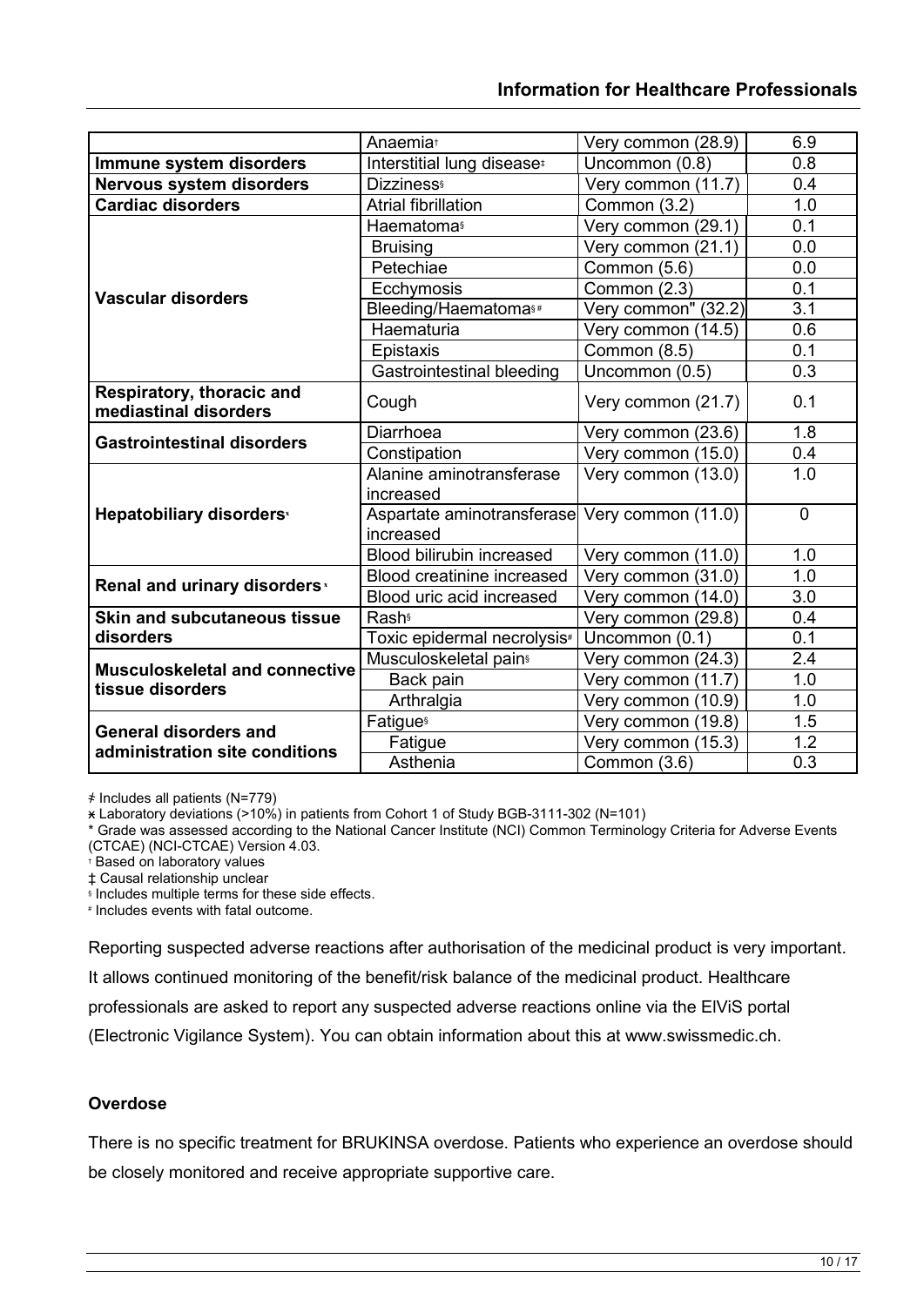| | | | |
|---|---|---|---|
| | Anaemia† | Very common (28.9) | 6.9 |
| **Immune system disorders** | Interstitial lung disease‡ | Uncommon (0.8) | 0.8 |
| **Nervous system disorders** | Dizziness§ | Very common (11.7) | 0.4 |
| **Cardiac disorders** | Atrial fibrillation | Common (3.2) | 1.0 |
| **Vascular disorders** | Haematoma§ | Very common (29.1) | 0.1 |
| | Bruising | Very common (21.1) | 0.0 |
| | Petechiae | Common (5.6) | 0.0 |
| | Ecchymosis | Common (2.3) | 0.1 |
| | Bleeding/Haematoma§ # | Very common" (32.2) | 3.1 |
| | Haematuria | Very common (14.5) | 0.6 |
| | Epistaxis | Common (8.5) | 0.1 |
| | Gastrointestinal bleeding | Uncommon (0.5) | 0.3 |
| **Respiratory, thoracic and mediastinal disorders** | Cough | Very common (21.7) | 0.1 |
| **Gastrointestinal disorders** | Diarrhoea | Very common (23.6) | 1.8 |
| | Constipation | Very common (15.0) | 0.4 |
| **Hepatobiliary disorders**ϰ | Alanine aminotransferase increased | Very common (13.0) | 1.0 |
| | Aspartate aminotransferase increased | Very common (11.0) | 0 |
| | Blood bilirubin increased | Very common (11.0) | 1.0 |
| **Renal and urinary disorders**ϰ | Blood creatinine increased | Very common (31.0) | 1.0 |
| | Blood uric acid increased | Very common (14.0) | 3.0 |
| **Skin and subcutaneous tissue disorders** | Rash§ | Very common (29.8) | 0.4 |
| | Toxic epidermal necrolysis# | Uncommon (0.1) | 0.1 |
| **Musculoskeletal and connective tissue disorders** | Musculoskeletal pain§ | Very common (24.3) | 2.4 |
| | Back pain | Very common (11.7) | 1.0 |
| | Arthralgia | Very common (10.9) | 1.0 |
| **General disorders and administration site conditions** | Fatigue§ | Very common (19.8) | 1.5 |
| | Fatigue | Very common (15.3) | 1.2 |
| | Asthenia | Common (3.6) | 0.3 |

≠ Includes all patients (N=779)

ϰ Laboratory deviations (>10%) in patients from Cohort 1 of Study BGB-3111-302 (N=101)

* Grade was assessed according to the National Cancer Institute (NCI) Common Terminology Criteria for Adverse Events (CTCAE) (NCI-CTCAE) Version 4.03.

† Based on laboratory values

‡ Causal relationship unclear

§ Includes multiple terms for these side effects.

# Includes events with fatal outcome.

Reporting suspected adverse reactions after authorisation of the medicinal product is very important. It allows continued monitoring of the benefit/risk balance of the medicinal product. Healthcare professionals are asked to report any suspected adverse reactions online via the ElViS portal (Electronic Vigilance System). You can obtain information about this at www.swissmedic.ch.

### Overdose

There is no specific treatment for BRUKINSA overdose. Patients who experience an overdose should be closely monitored and receive appropriate supportive care.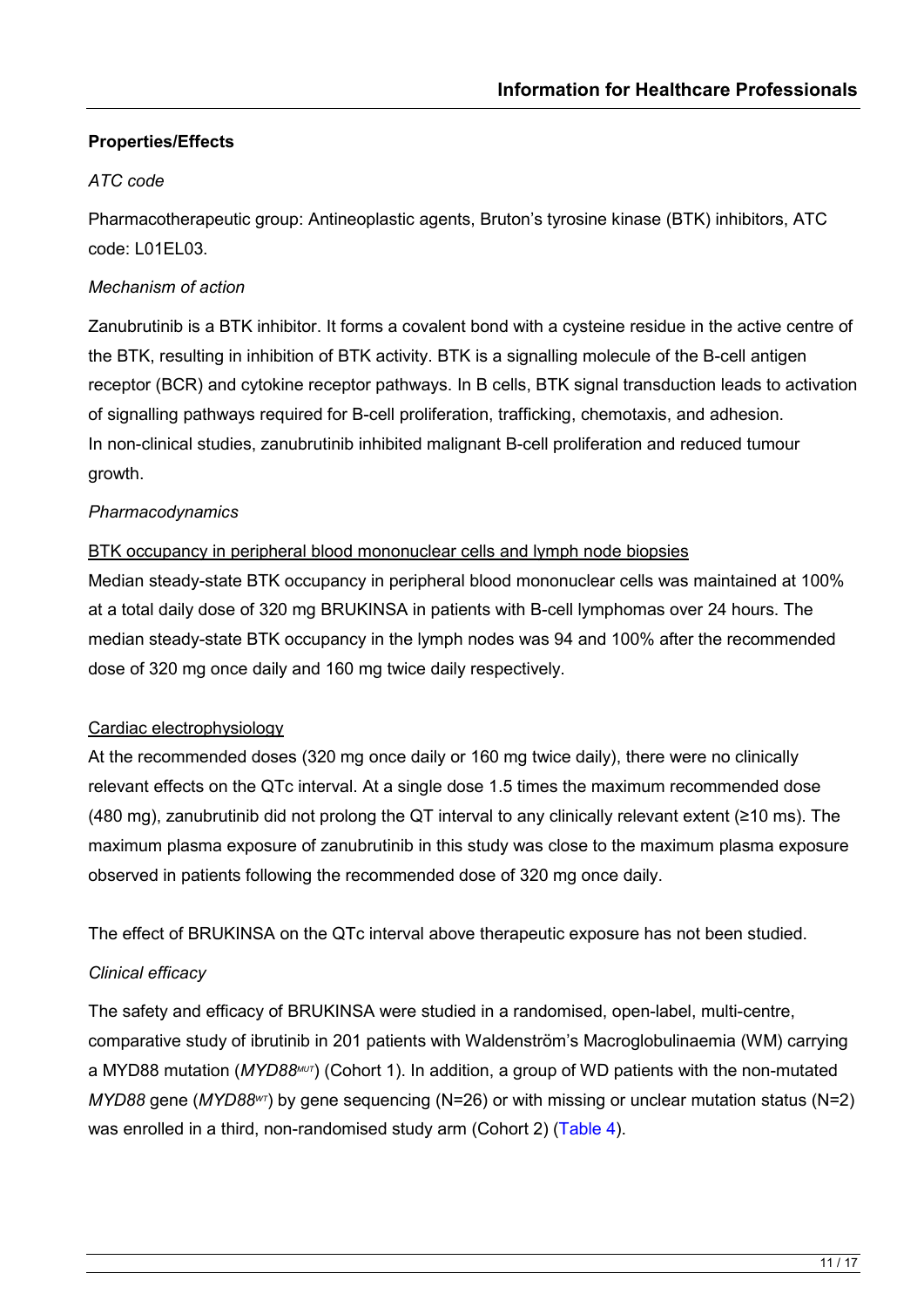## Properties/Effects

### *ATC code*

Pharmacotherapeutic group: Antineoplastic agents, Bruton's tyrosine kinase (BTK) inhibitors, ATC code: L01EL03.

### *Mechanism of action*

Zanubrutinib is a BTK inhibitor. It forms a covalent bond with a cysteine residue in the active centre of the BTK, resulting in inhibition of BTK activity. BTK is a signalling molecule of the B-cell antigen receptor (BCR) and cytokine receptor pathways. In B cells, BTK signal transduction leads to activation of signalling pathways required for B-cell proliferation, trafficking, chemotaxis, and adhesion.
In non-clinical studies, zanubrutinib inhibited malignant B-cell proliferation and reduced tumour growth.

### *Pharmacodynamics*

<u>BTK occupancy in peripheral blood mononuclear cells and lymph node biopsies</u>
Median steady-state BTK occupancy in peripheral blood mononuclear cells was maintained at 100% at a total daily dose of 320 mg BRUKINSA in patients with B-cell lymphomas over 24 hours. The median steady-state BTK occupancy in the lymph nodes was 94 and 100% after the recommended dose of 320 mg once daily and 160 mg twice daily respectively.

<u>Cardiac electrophysiology</u>
At the recommended doses (320 mg once daily or 160 mg twice daily), there were no clinically relevant effects on the QTc interval. At a single dose 1.5 times the maximum recommended dose (480 mg), zanubrutinib did not prolong the QT interval to any clinically relevant extent (≥10 ms). The maximum plasma exposure of zanubrutinib in this study was close to the maximum plasma exposure observed in patients following the recommended dose of 320 mg once daily.

The effect of BRUKINSA on the QTc interval above therapeutic exposure has not been studied.

### *Clinical efficacy*

The safety and efficacy of BRUKINSA were studied in a randomised, open-label, multi-centre, comparative study of ibrutinib in 201 patients with Waldenström's Macroglobulinaemia (WM) carrying a MYD88 mutation (*MYD88$^{MUT}$*) (Cohort 1). In addition, a group of WD patients with the non-mutated *MYD88* gene (*MYD88$^{WT}$*) by gene sequencing (N=26) or with missing or unclear mutation status (N=2) was enrolled in a third, non-randomised study arm (Cohort 2) (Table 4).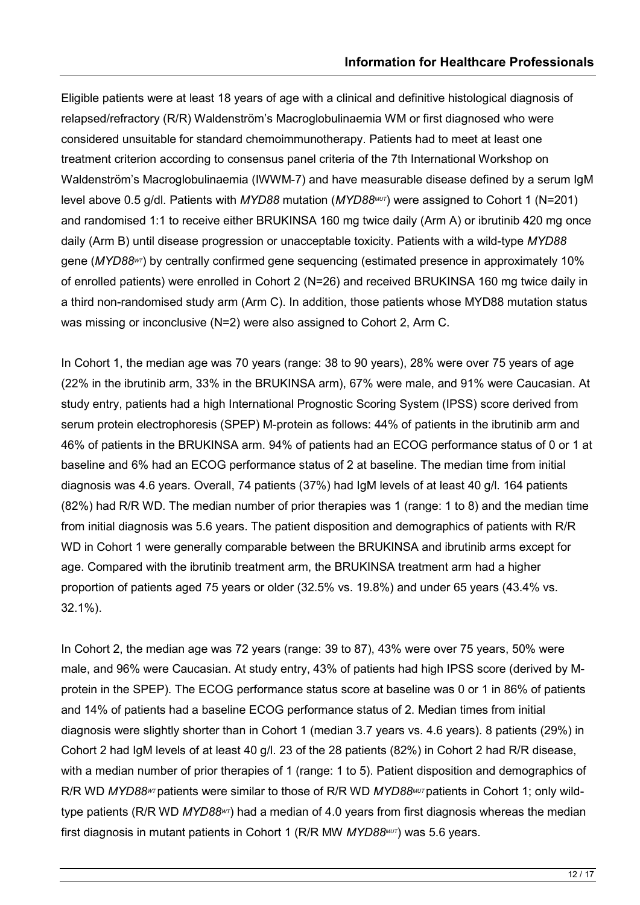Eligible patients were at least 18 years of age with a clinical and definitive histological diagnosis of relapsed/refractory (R/R) Waldenström's Macroglobulinaemia WM or first diagnosed who were considered unsuitable for standard chemoimmunotherapy. Patients had to meet at least one treatment criterion according to consensus panel criteria of the 7th International Workshop on Waldenström's Macroglobulinaemia (IWWM-7) and have measurable disease defined by a serum IgM level above 0.5 g/dl. Patients with *MYD88* mutation (*MYD88$^{MUT}$*) were assigned to Cohort 1 (N=201) and randomised 1:1 to receive either BRUKINSA 160 mg twice daily (Arm A) or ibrutinib 420 mg once daily (Arm B) until disease progression or unacceptable toxicity. Patients with a wild-type *MYD88* gene (*MYD88$^{WT}$*) by centrally confirmed gene sequencing (estimated presence in approximately 10% of enrolled patients) were enrolled in Cohort 2 (N=26) and received BRUKINSA 160 mg twice daily in a third non-randomised study arm (Arm C). In addition, those patients whose MYD88 mutation status was missing or inconclusive (N=2) were also assigned to Cohort 2, Arm C.

In Cohort 1, the median age was 70 years (range: 38 to 90 years), 28% were over 75 years of age (22% in the ibrutinib arm, 33% in the BRUKINSA arm), 67% were male, and 91% were Caucasian. At study entry, patients had a high International Prognostic Scoring System (IPSS) score derived from serum protein electrophoresis (SPEP) M-protein as follows: 44% of patients in the ibrutinib arm and 46% of patients in the BRUKINSA arm. 94% of patients had an ECOG performance status of 0 or 1 at baseline and 6% had an ECOG performance status of 2 at baseline. The median time from initial diagnosis was 4.6 years. Overall, 74 patients (37%) had IgM levels of at least 40 g/l. 164 patients (82%) had R/R WD. The median number of prior therapies was 1 (range: 1 to 8) and the median time from initial diagnosis was 5.6 years. The patient disposition and demographics of patients with R/R WD in Cohort 1 were generally comparable between the BRUKINSA and ibrutinib arms except for age. Compared with the ibrutinib treatment arm, the BRUKINSA treatment arm had a higher proportion of patients aged 75 years or older (32.5% vs. 19.8%) and under 65 years (43.4% vs. 32.1%).

In Cohort 2, the median age was 72 years (range: 39 to 87), 43% were over 75 years, 50% were male, and 96% were Caucasian. At study entry, 43% of patients had high IPSS score (derived by M-protein in the SPEP). The ECOG performance status score at baseline was 0 or 1 in 86% of patients and 14% of patients had a baseline ECOG performance status of 2. Median times from initial diagnosis were slightly shorter than in Cohort 1 (median 3.7 years vs. 4.6 years). 8 patients (29%) in Cohort 2 had IgM levels of at least 40 g/l. 23 of the 28 patients (82%) in Cohort 2 had R/R disease, with a median number of prior therapies of 1 (range: 1 to 5). Patient disposition and demographics of R/R WD *MYD88$^{WT}$* patients were similar to those of R/R WD *MYD88$^{MUT}$* patients in Cohort 1; only wild-type patients (R/R WD *MYD88$^{WT}$*) had a median of 4.0 years from first diagnosis whereas the median first diagnosis in mutant patients in Cohort 1 (R/R MW *MYD88$^{MUT}$*) was 5.6 years.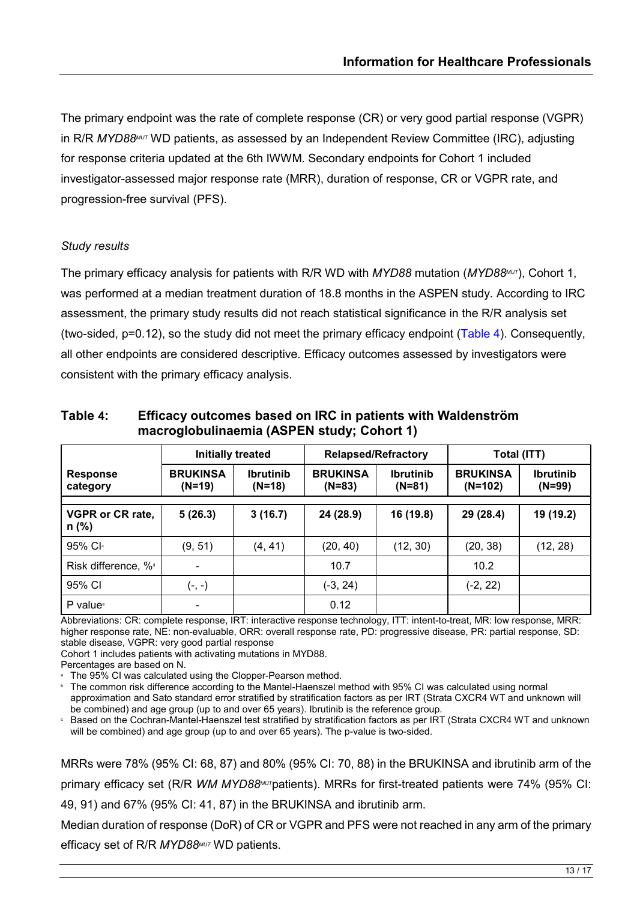The primary endpoint was the rate of complete response (CR) or very good partial response (VGPR) in R/R *MYD88*[MUT] WD patients, as assessed by an Independent Review Committee (IRC), adjusting for response criteria updated at the 6th IWWM. Secondary endpoints for Cohort 1 included investigator-assessed major response rate (MRR), duration of response, CR or VGPR rate, and progression-free survival (PFS).

*Study results*

The primary efficacy analysis for patients with R/R WD with *MYD88* mutation (*MYD88*[MUT]), Cohort 1, was performed at a median treatment duration of 18.8 months in the ASPEN study. According to IRC assessment, the primary study results did not reach statistical significance in the R/R analysis set (two-sided, p=0.12), so the study did not meet the primary efficacy endpoint (Table 4). Consequently, all other endpoints are considered descriptive. Efficacy outcomes assessed by investigators were consistent with the primary efficacy analysis.

**Table 4: Efficacy outcomes based on IRC in patients with Waldenström macroglobulinaemia (ASPEN study; Cohort 1)**

| | Initially treated | | Relapsed/Refractory | | Total (ITT) | |
|---|---|---|---|---|---|---|
| **Response category** | **BRUKINSA (N=19)** | **Ibrutinib (N=18)** | **BRUKINSA (N=83)** | **Ibrutinib (N=81)** | **BRUKINSA (N=102)** | **Ibrutinib (N=99)** |
| **VGPR or CR rate, n (%)** | **5 (26.3)** | **3 (16.7)** | **24 (28.9)** | **16 (19.8)** | **29 (28.4)** | **19 (19.2)** |
| 95% CI[c] | (9, 51) | (4, 41) | (20, 40) | (12, 30) | (20, 38) | (12, 28) |
| Risk difference, %[d] | - | | 10.7 | | 10.2 | |
| 95% CI | (-, -) | | (-3, 24) | | (-2, 22) | |
| P value[e] | - | | 0.12 | | | |

Abbreviations: CR: complete response, IRT: interactive response technology, ITT: intent-to-treat, MR: low response, MRR: higher response rate, NE: non-evaluable, ORR: overall response rate, PD: progressive disease, PR: partial response, SD: stable disease, VGPR: very good partial response

Cohort 1 includes patients with activating mutations in MYD88.

Percentages are based on N.

[a] The 95% CI was calculated using the Clopper-Pearson method.

[b] The common risk difference according to the Mantel-Haenszel method with 95% CI was calculated using normal approximation and Sato standard error stratified by stratification factors as per IRT (Strata CXCR4 WT and unknown will be combined) and age group (up to and over 65 years). Ibrutinib is the reference group.

[c] Based on the Cochran-Mantel-Haenszel test stratified by stratification factors as per IRT (Strata CXCR4 WT and unknown will be combined) and age group (up to and over 65 years). The p-value is two-sided.

MRRs were 78% (95% CI: 68, 87) and 80% (95% CI: 70, 88) in the BRUKINSA and ibrutinib arm of the primary efficacy set (R/R *WM MYD88*[MUT] patients). MRRs for first-treated patients were 74% (95% CI: 49, 91) and 67% (95% CI: 41, 87) in the BRUKINSA and ibrutinib arm.

Median duration of response (DoR) of CR or VGPR and PFS were not reached in any arm of the primary efficacy set of R/R *MYD88*[MUT] WD patients.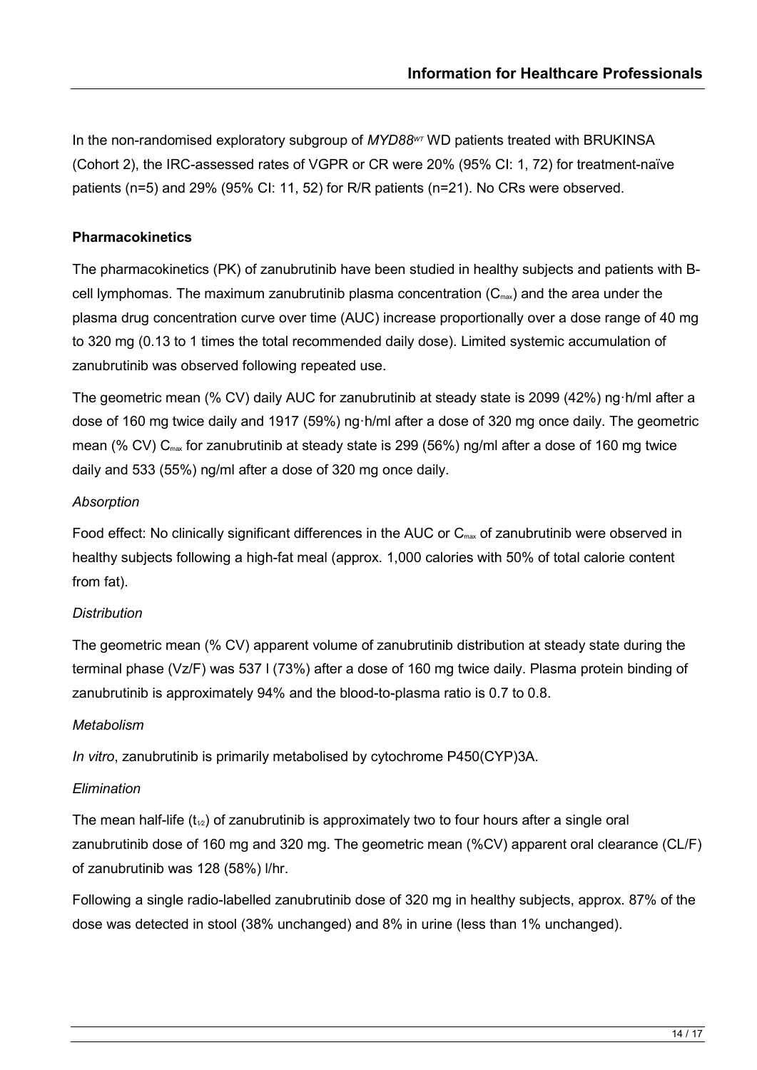In the non-randomised exploratory subgroup of *MYD88*[WT] WD patients treated with BRUKINSA (Cohort 2), the IRC-assessed rates of VGPR or CR were 20% (95% CI: 1, 72) for treatment-naïve patients (n=5) and 29% (95% CI: 11, 52) for R/R patients (n=21). No CRs were observed.

**Pharmacokinetics**

The pharmacokinetics (PK) of zanubrutinib have been studied in healthy subjects and patients with B-cell lymphomas. The maximum zanubrutinib plasma concentration ($C_{max}$) and the area under the plasma drug concentration curve over time (AUC) increase proportionally over a dose range of 40 mg to 320 mg (0.13 to 1 times the total recommended daily dose). Limited systemic accumulation of zanubrutinib was observed following repeated use.

The geometric mean (% CV) daily AUC for zanubrutinib at steady state is 2099 (42%) ng·h/ml after a dose of 160 mg twice daily and 1917 (59%) ng·h/ml after a dose of 320 mg once daily. The geometric mean (% CV) $C_{max}$ for zanubrutinib at steady state is 299 (56%) ng/ml after a dose of 160 mg twice daily and 533 (55%) ng/ml after a dose of 320 mg once daily.

*Absorption*

Food effect: No clinically significant differences in the AUC or $C_{max}$ of zanubrutinib were observed in healthy subjects following a high-fat meal (approx. 1,000 calories with 50% of total calorie content from fat).

*Distribution*

The geometric mean (% CV) apparent volume of zanubrutinib distribution at steady state during the terminal phase (Vz/F) was 537 l (73%) after a dose of 160 mg twice daily. Plasma protein binding of zanubrutinib is approximately 94% and the blood-to-plasma ratio is 0.7 to 0.8.

*Metabolism*

*In vitro*, zanubrutinib is primarily metabolised by cytochrome P450(CYP)3A.

*Elimination*

The mean half-life ($t_{1/2}$) of zanubrutinib is approximately two to four hours after a single oral zanubrutinib dose of 160 mg and 320 mg. The geometric mean (%CV) apparent oral clearance (CL/F) of zanubrutinib was 128 (58%) l/hr.

Following a single radio-labelled zanubrutinib dose of 320 mg in healthy subjects, approx. 87% of the dose was detected in stool (38% unchanged) and 8% in urine (less than 1% unchanged).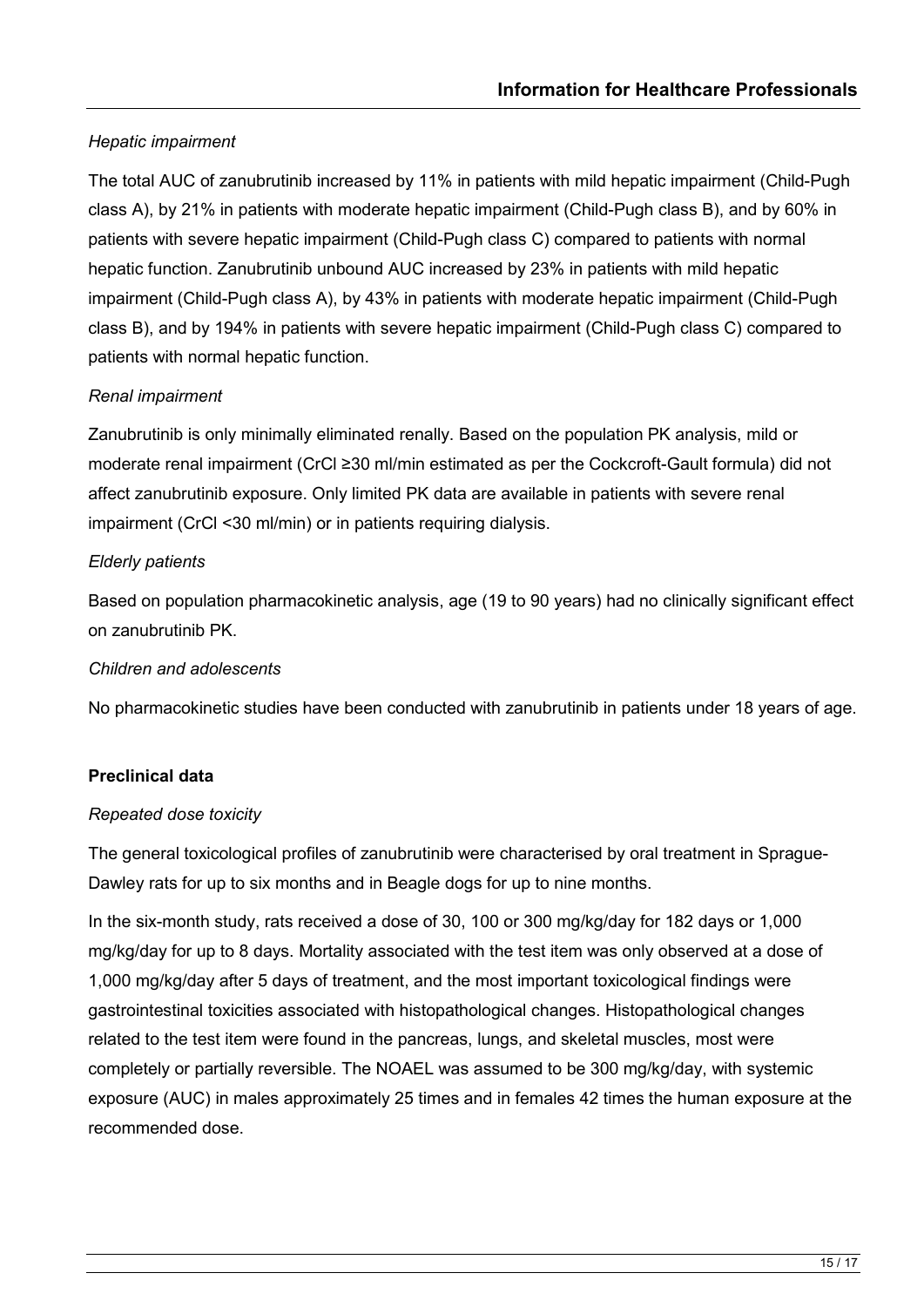*Hepatic impairment*

The total AUC of zanubrutinib increased by 11% in patients with mild hepatic impairment (Child-Pugh class A), by 21% in patients with moderate hepatic impairment (Child-Pugh class B), and by 60% in patients with severe hepatic impairment (Child-Pugh class C) compared to patients with normal hepatic function. Zanubrutinib unbound AUC increased by 23% in patients with mild hepatic impairment (Child-Pugh class A), by 43% in patients with moderate hepatic impairment (Child-Pugh class B), and by 194% in patients with severe hepatic impairment (Child-Pugh class C) compared to patients with normal hepatic function.

*Renal impairment*

Zanubrutinib is only minimally eliminated renally. Based on the population PK analysis, mild or moderate renal impairment (CrCl ≥30 ml/min estimated as per the Cockcroft-Gault formula) did not affect zanubrutinib exposure. Only limited PK data are available in patients with severe renal impairment (CrCl <30 ml/min) or in patients requiring dialysis.

*Elderly patients*

Based on population pharmacokinetic analysis, age (19 to 90 years) had no clinically significant effect on zanubrutinib PK.

*Children and adolescents*

No pharmacokinetic studies have been conducted with zanubrutinib in patients under 18 years of age.

**Preclinical data**

*Repeated dose toxicity*

The general toxicological profiles of zanubrutinib were characterised by oral treatment in Sprague-Dawley rats for up to six months and in Beagle dogs for up to nine months.

In the six-month study, rats received a dose of 30, 100 or 300 mg/kg/day for 182 days or 1,000 mg/kg/day for up to 8 days. Mortality associated with the test item was only observed at a dose of 1,000 mg/kg/day after 5 days of treatment, and the most important toxicological findings were gastrointestinal toxicities associated with histopathological changes. Histopathological changes related to the test item were found in the pancreas, lungs, and skeletal muscles, most were completely or partially reversible. The NOAEL was assumed to be 300 mg/kg/day, with systemic exposure (AUC) in males approximately 25 times and in females 42 times the human exposure at the recommended dose.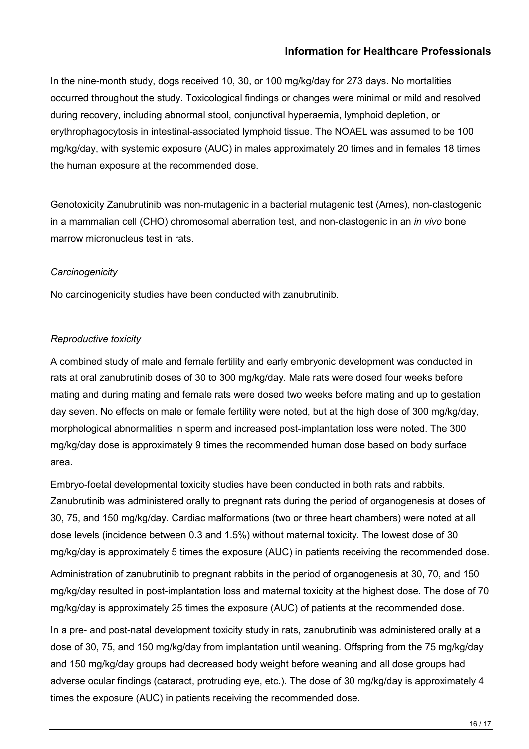In the nine-month study, dogs received 10, 30, or 100 mg/kg/day for 273 days. No mortalities occurred throughout the study. Toxicological findings or changes were minimal or mild and resolved during recovery, including abnormal stool, conjunctival hyperaemia, lymphoid depletion, or erythrophagocytosis in intestinal-associated lymphoid tissue. The NOAEL was assumed to be 100 mg/kg/day, with systemic exposure (AUC) in males approximately 20 times and in females 18 times the human exposure at the recommended dose.

Genotoxicity Zanubrutinib was non-mutagenic in a bacterial mutagenic test (Ames), non-clastogenic in a mammalian cell (CHO) chromosomal aberration test, and non-clastogenic in an *in vivo* bone marrow micronucleus test in rats.

*Carcinogenicity*

No carcinogenicity studies have been conducted with zanubrutinib.

*Reproductive toxicity*

A combined study of male and female fertility and early embryonic development was conducted in rats at oral zanubrutinib doses of 30 to 300 mg/kg/day. Male rats were dosed four weeks before mating and during mating and female rats were dosed two weeks before mating and up to gestation day seven. No effects on male or female fertility were noted, but at the high dose of 300 mg/kg/day, morphological abnormalities in sperm and increased post-implantation loss were noted. The 300 mg/kg/day dose is approximately 9 times the recommended human dose based on body surface area.

Embryo-foetal developmental toxicity studies have been conducted in both rats and rabbits. Zanubrutinib was administered orally to pregnant rats during the period of organogenesis at doses of 30, 75, and 150 mg/kg/day. Cardiac malformations (two or three heart chambers) were noted at all dose levels (incidence between 0.3 and 1.5%) without maternal toxicity. The lowest dose of 30 mg/kg/day is approximately 5 times the exposure (AUC) in patients receiving the recommended dose.

Administration of zanubrutinib to pregnant rabbits in the period of organogenesis at 30, 70, and 150 mg/kg/day resulted in post-implantation loss and maternal toxicity at the highest dose. The dose of 70 mg/kg/day is approximately 25 times the exposure (AUC) of patients at the recommended dose.

In a pre- and post-natal development toxicity study in rats, zanubrutinib was administered orally at a dose of 30, 75, and 150 mg/kg/day from implantation until weaning. Offspring from the 75 mg/kg/day and 150 mg/kg/day groups had decreased body weight before weaning and all dose groups had adverse ocular findings (cataract, protruding eye, etc.). The dose of 30 mg/kg/day is approximately 4 times the exposure (AUC) in patients receiving the recommended dose.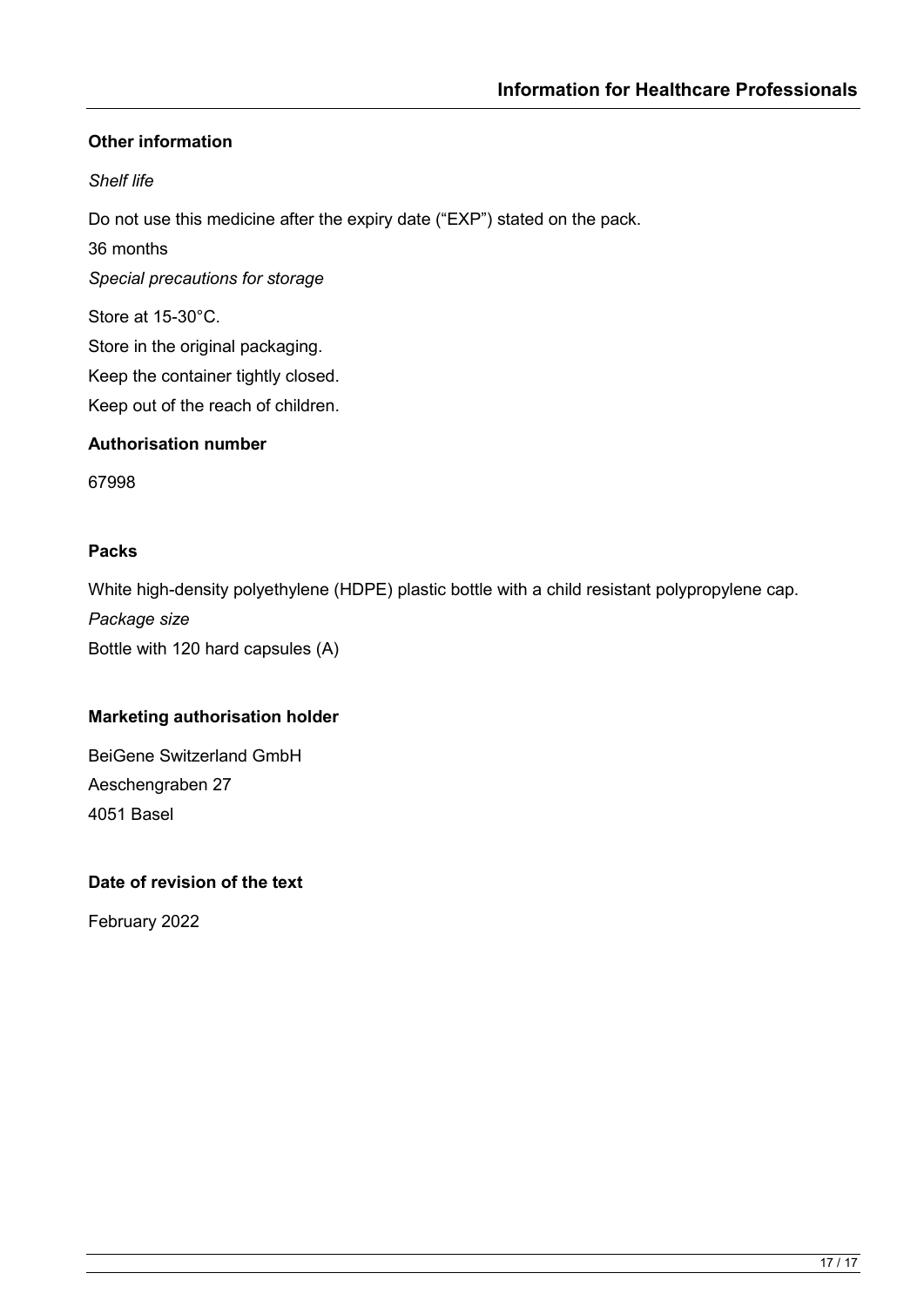## Other information

*Shelf life*

Do not use this medicine after the expiry date ("EXP") stated on the pack.

36 months

*Special precautions for storage*

Store at 15-30°C.

Store in the original packaging.

Keep the container tightly closed.

Keep out of the reach of children.

## Authorisation number

67998

## Packs

White high-density polyethylene (HDPE) plastic bottle with a child resistant polypropylene cap.

*Package size*

Bottle with 120 hard capsules (A)

## Marketing authorisation holder

BeiGene Switzerland GmbH
Aeschengraben 27
4051 Basel

## Date of revision of the text

February 2022